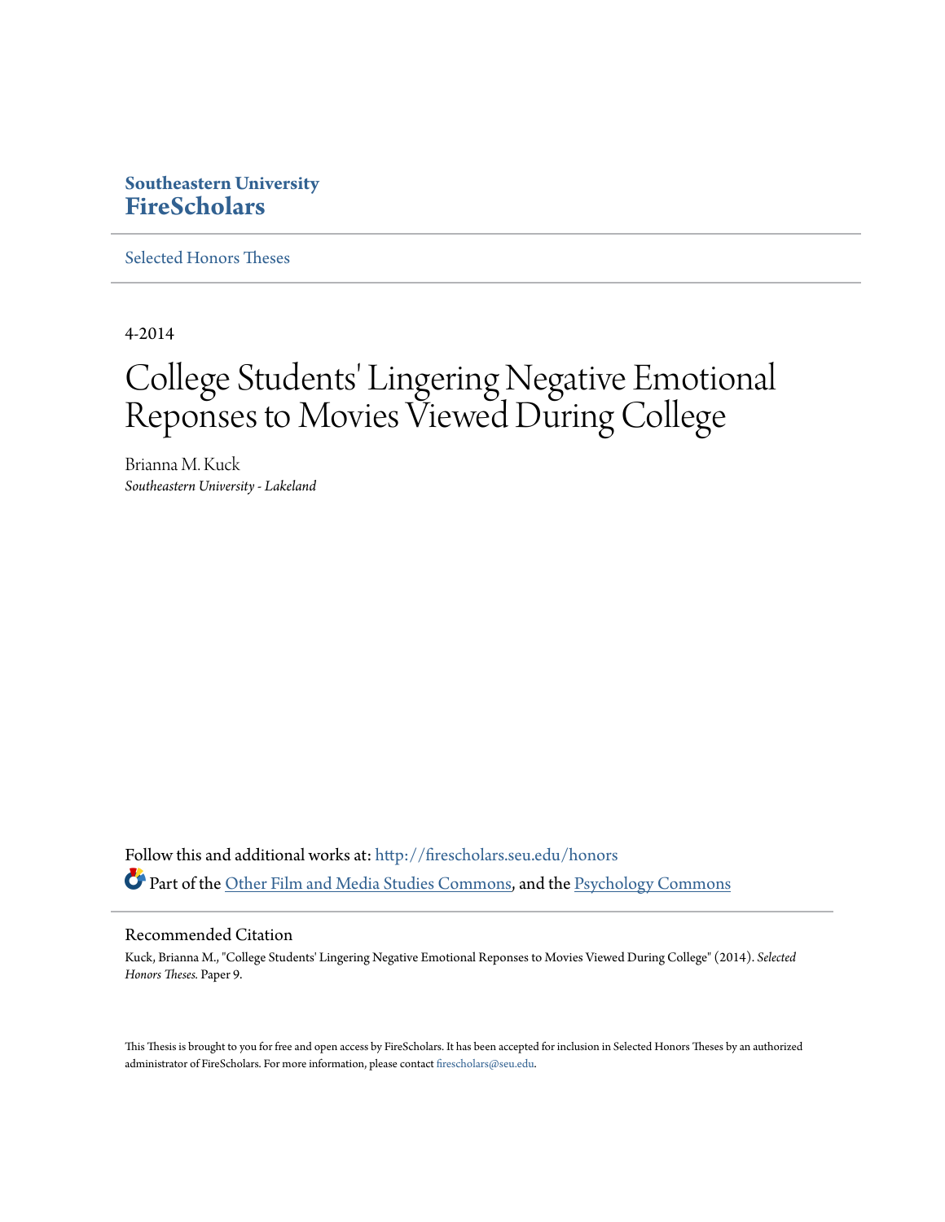Southeastern University
**FireScholars**

Selected Honors Theses

4-2014

# College Students' Lingering Negative Emotional Reponses to Movies Viewed During College

Brianna M. Kuck
*Southeastern University - Lakeland*

Follow this and additional works at: http://firescholars.seu.edu/honors

Part of the Other Film and Media Studies Commons, and the Psychology Commons

## Recommended Citation

Kuck, Brianna M., "College Students' Lingering Negative Emotional Reponses to Movies Viewed During College" (2014). *Selected Honors Theses.* Paper 9.

This Thesis is brought to you for free and open access by FireScholars. It has been accepted for inclusion in Selected Honors Theses by an authorized administrator of FireScholars. For more information, please contact firescholars@seu.edu.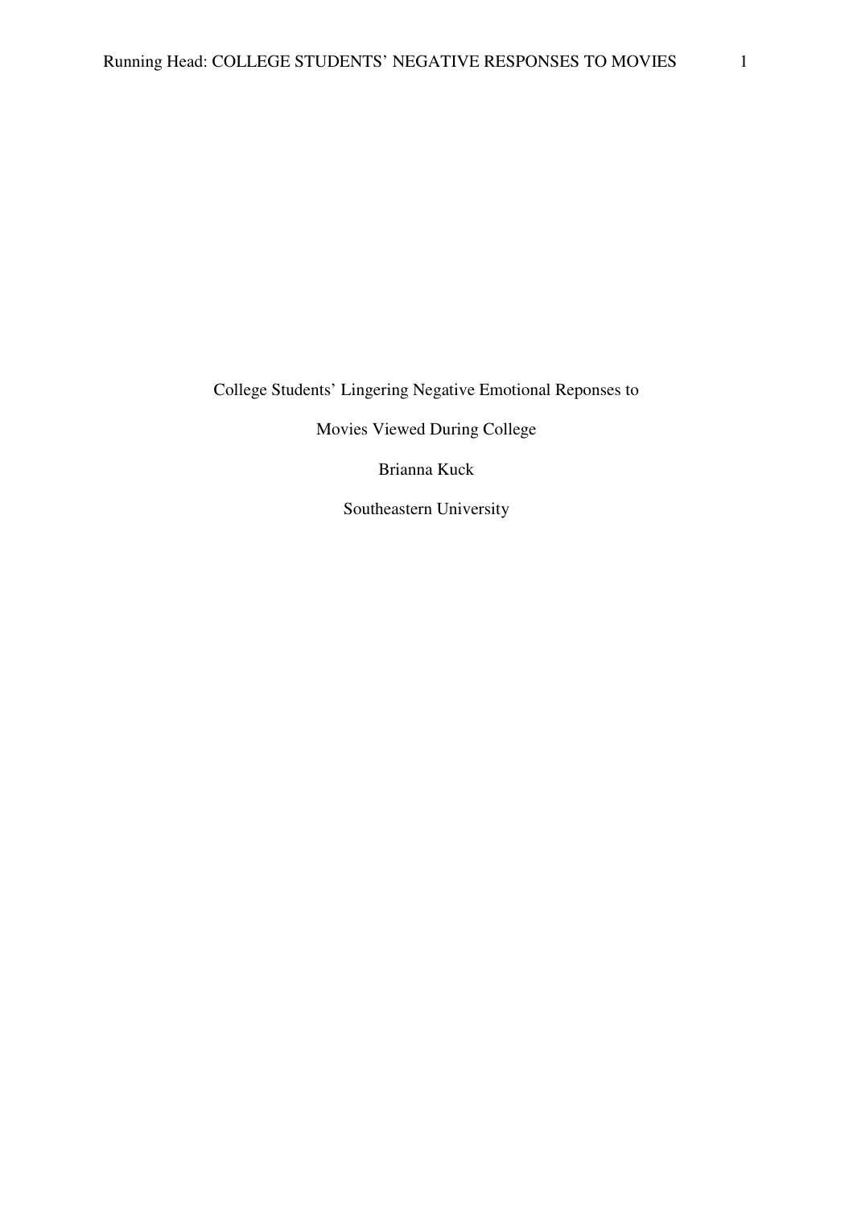College Students' Lingering Negative Emotional Reponses to

Movies Viewed During College

Brianna Kuck

Southeastern University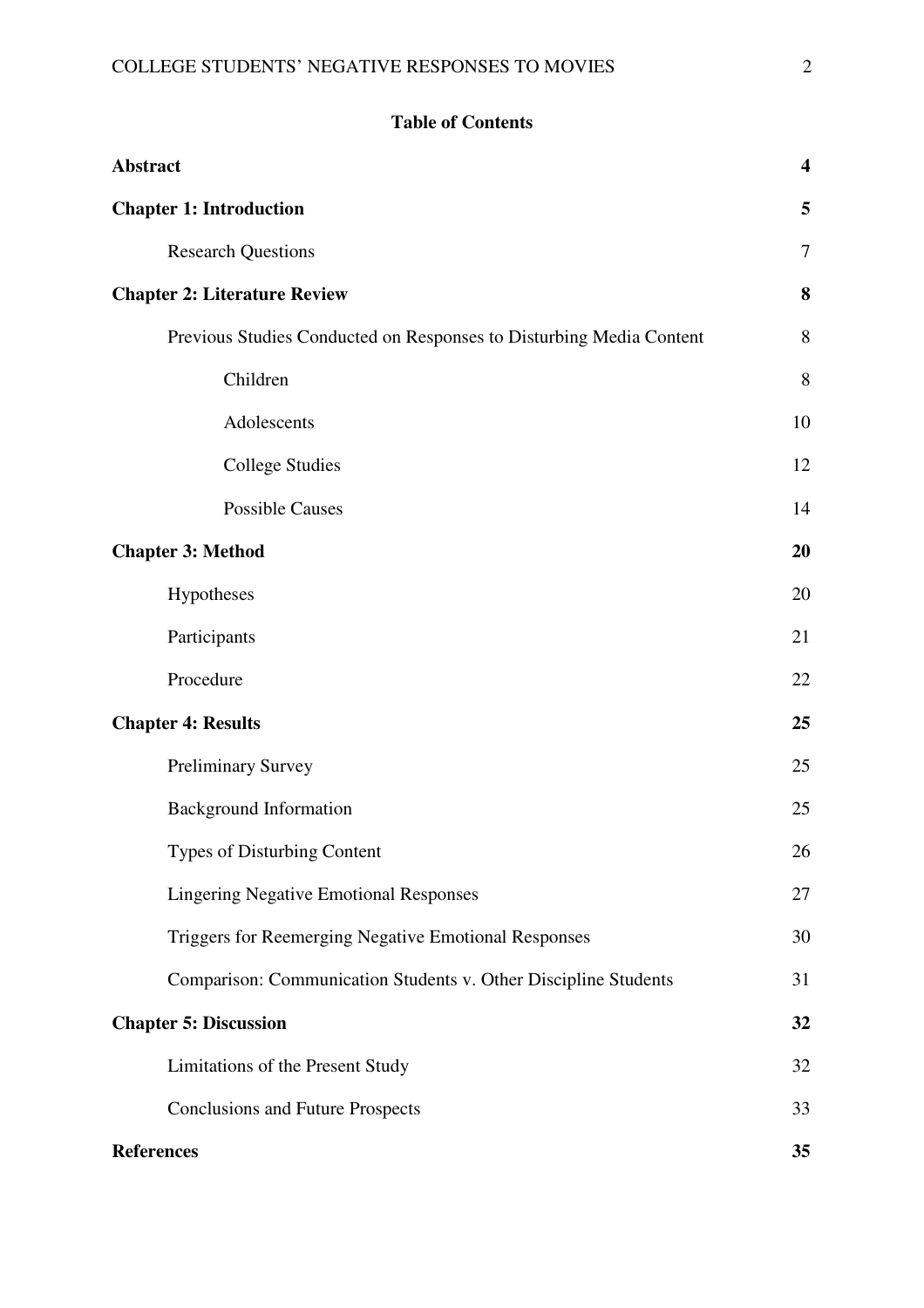## Table of Contents

| | |
|---|---|
| **Abstract** | **4** |
| **Chapter 1: Introduction** | **5** |
| Research Questions | 7 |
| **Chapter 2: Literature Review** | **8** |
| Previous Studies Conducted on Responses to Disturbing Media Content | 8 |
| Children | 8 |
| Adolescents | 10 |
| College Studies | 12 |
| Possible Causes | 14 |
| **Chapter 3: Method** | **20** |
| Hypotheses | 20 |
| Participants | 21 |
| Procedure | 22 |
| **Chapter 4: Results** | **25** |
| Preliminary Survey | 25 |
| Background Information | 25 |
| Types of Disturbing Content | 26 |
| Lingering Negative Emotional Responses | 27 |
| Triggers for Reemerging Negative Emotional Responses | 30 |
| Comparison: Communication Students v. Other Discipline Students | 31 |
| **Chapter 5: Discussion** | **32** |
| Limitations of the Present Study | 32 |
| Conclusions and Future Prospects | 33 |
| **References** | **35** |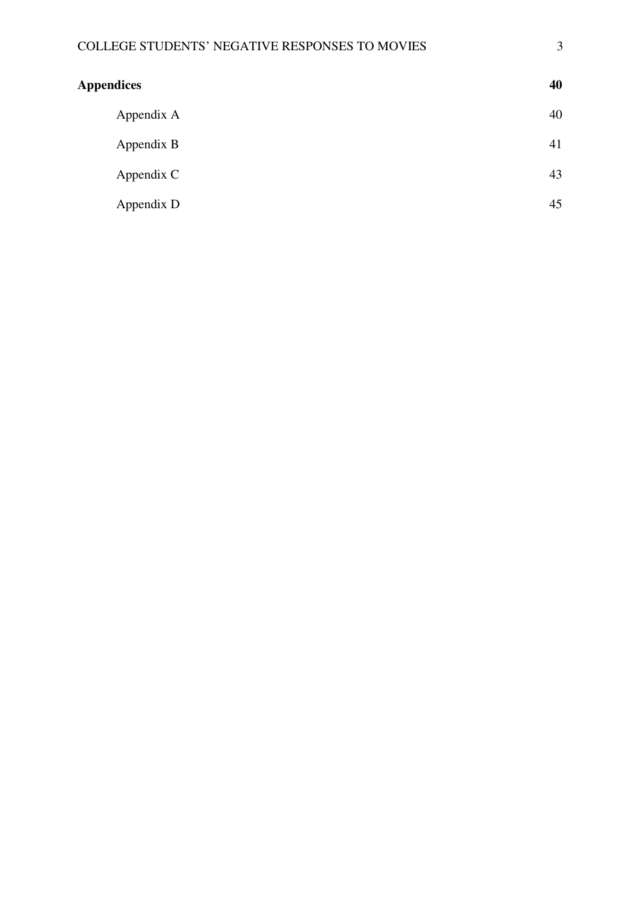**Appendices** **40**

Appendix A 40

Appendix B 41

Appendix C 43

Appendix D 45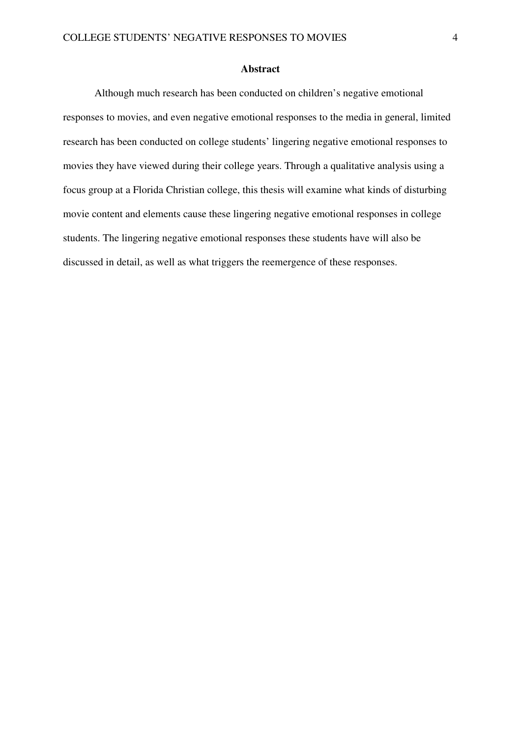# Abstract

Although much research has been conducted on children's negative emotional responses to movies, and even negative emotional responses to the media in general, limited research has been conducted on college students' lingering negative emotional responses to movies they have viewed during their college years. Through a qualitative analysis using a focus group at a Florida Christian college, this thesis will examine what kinds of disturbing movie content and elements cause these lingering negative emotional responses in college students. The lingering negative emotional responses these students have will also be discussed in detail, as well as what triggers the reemergence of these responses.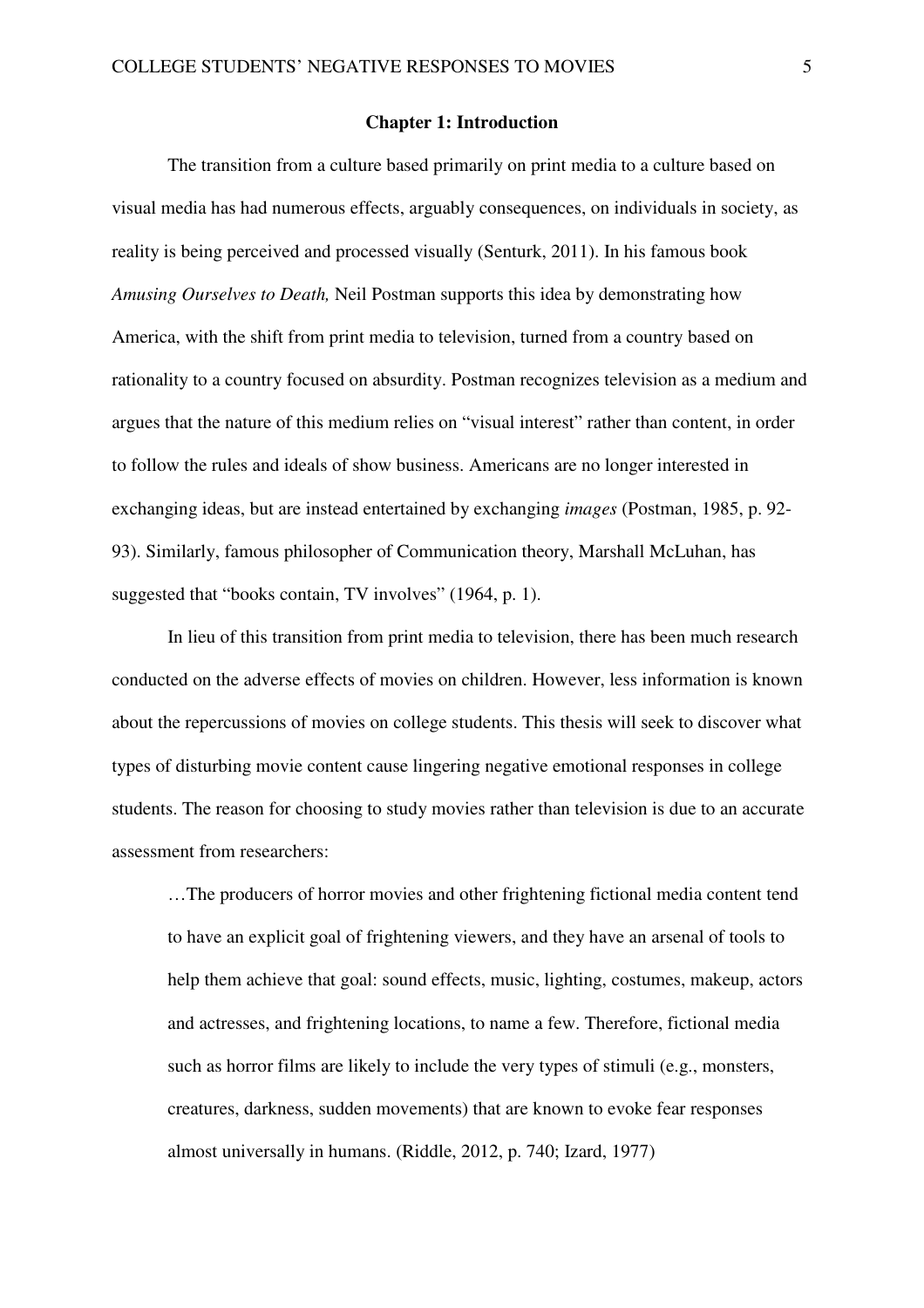## Chapter 1: Introduction

The transition from a culture based primarily on print media to a culture based on visual media has had numerous effects, arguably consequences, on individuals in society, as reality is being perceived and processed visually (Senturk, 2011). In his famous book *Amusing Ourselves to Death,* Neil Postman supports this idea by demonstrating how America, with the shift from print media to television, turned from a country based on rationality to a country focused on absurdity. Postman recognizes television as a medium and argues that the nature of this medium relies on "visual interest" rather than content, in order to follow the rules and ideals of show business. Americans are no longer interested in exchanging ideas, but are instead entertained by exchanging *images* (Postman, 1985, p. 92-93). Similarly, famous philosopher of Communication theory, Marshall McLuhan, has suggested that "books contain, TV involves" (1964, p. 1).

In lieu of this transition from print media to television, there has been much research conducted on the adverse effects of movies on children. However, less information is known about the repercussions of movies on college students. This thesis will seek to discover what types of disturbing movie content cause lingering negative emotional responses in college students. The reason for choosing to study movies rather than television is due to an accurate assessment from researchers:

> …The producers of horror movies and other frightening fictional media content tend to have an explicit goal of frightening viewers, and they have an arsenal of tools to help them achieve that goal: sound effects, music, lighting, costumes, makeup, actors and actresses, and frightening locations, to name a few. Therefore, fictional media such as horror films are likely to include the very types of stimuli (e.g., monsters, creatures, darkness, sudden movements) that are known to evoke fear responses almost universally in humans. (Riddle, 2012, p. 740; Izard, 1977)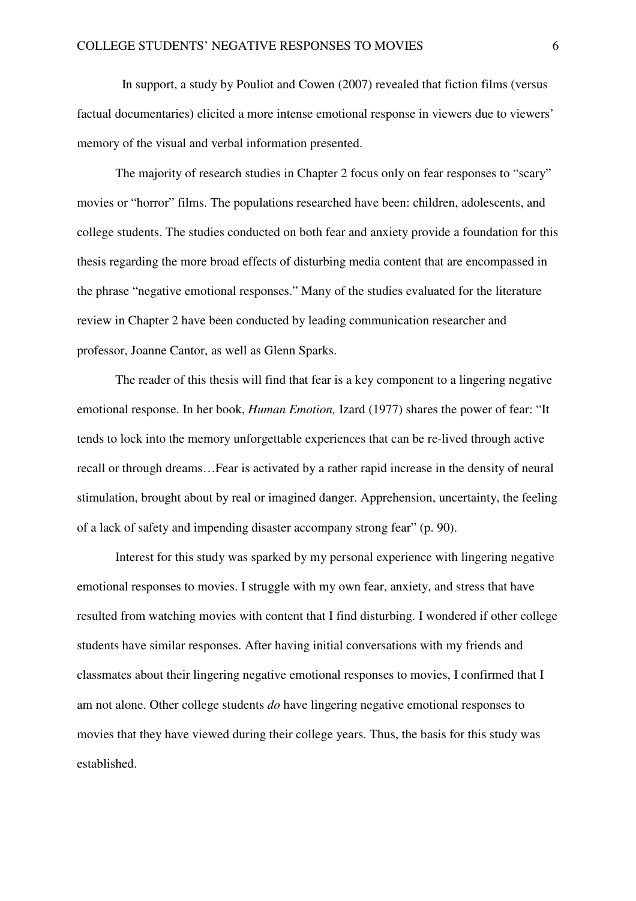In support, a study by Pouliot and Cowen (2007) revealed that fiction films (versus factual documentaries) elicited a more intense emotional response in viewers due to viewers' memory of the visual and verbal information presented.

The majority of research studies in Chapter 2 focus only on fear responses to "scary" movies or "horror" films. The populations researched have been: children, adolescents, and college students. The studies conducted on both fear and anxiety provide a foundation for this thesis regarding the more broad effects of disturbing media content that are encompassed in the phrase "negative emotional responses." Many of the studies evaluated for the literature review in Chapter 2 have been conducted by leading communication researcher and professor, Joanne Cantor, as well as Glenn Sparks.

The reader of this thesis will find that fear is a key component to a lingering negative emotional response. In her book, *Human Emotion,* Izard (1977) shares the power of fear: "It tends to lock into the memory unforgettable experiences that can be re-lived through active recall or through dreams…Fear is activated by a rather rapid increase in the density of neural stimulation, brought about by real or imagined danger. Apprehension, uncertainty, the feeling of a lack of safety and impending disaster accompany strong fear" (p. 90).

Interest for this study was sparked by my personal experience with lingering negative emotional responses to movies. I struggle with my own fear, anxiety, and stress that have resulted from watching movies with content that I find disturbing. I wondered if other college students have similar responses. After having initial conversations with my friends and classmates about their lingering negative emotional responses to movies, I confirmed that I am not alone. Other college students *do* have lingering negative emotional responses to movies that they have viewed during their college years. Thus, the basis for this study was established.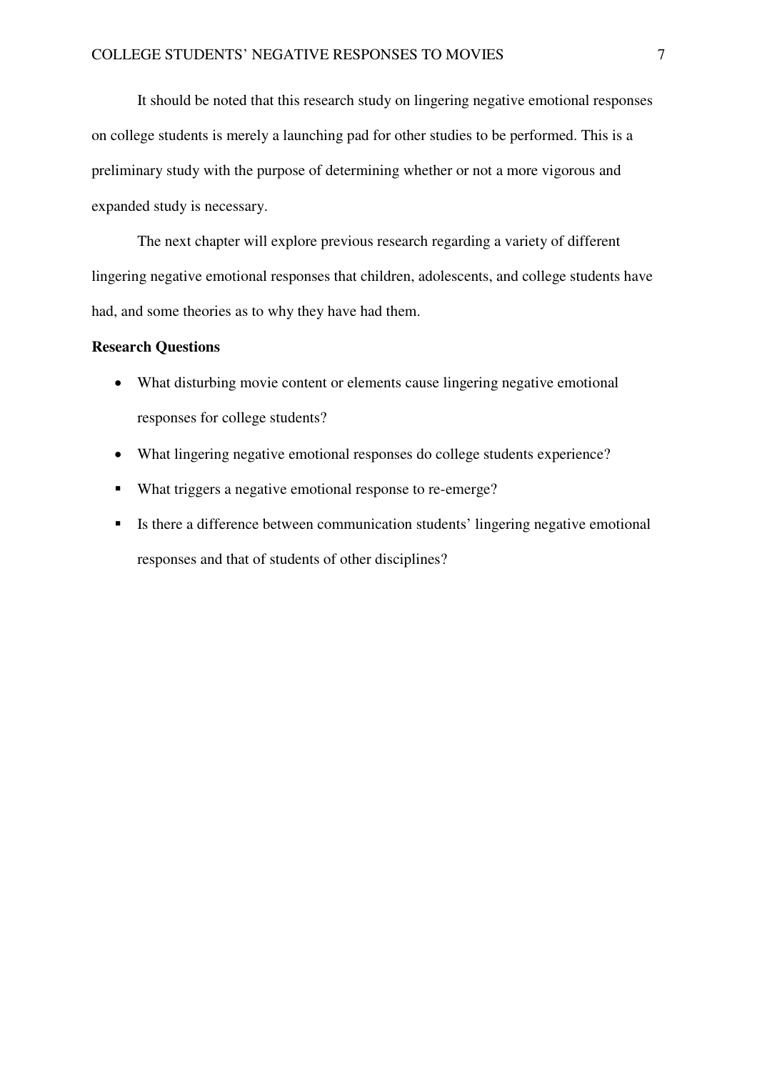It should be noted that this research study on lingering negative emotional responses on college students is merely a launching pad for other studies to be performed. This is a preliminary study with the purpose of determining whether or not a more vigorous and expanded study is necessary.

The next chapter will explore previous research regarding a variety of different lingering negative emotional responses that children, adolescents, and college students have had, and some theories as to why they have had them.

**Research Questions**

- What disturbing movie content or elements cause lingering negative emotional responses for college students?
- What lingering negative emotional responses do college students experience?
- What triggers a negative emotional response to re-emerge?
- Is there a difference between communication students' lingering negative emotional responses and that of students of other disciplines?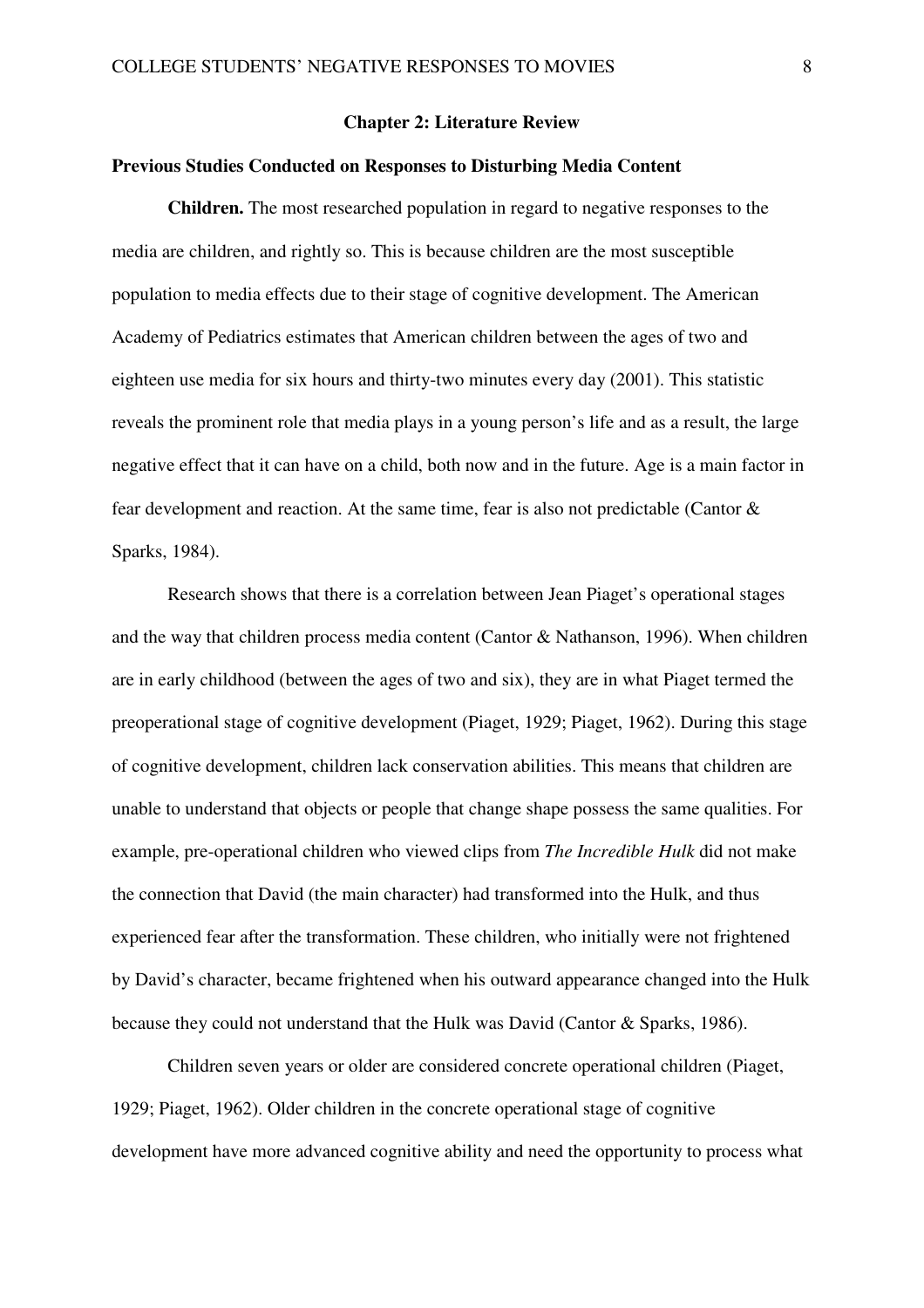## Chapter 2: Literature Review

### Previous Studies Conducted on Responses to Disturbing Media Content

**Children.** The most researched population in regard to negative responses to the media are children, and rightly so. This is because children are the most susceptible population to media effects due to their stage of cognitive development. The American Academy of Pediatrics estimates that American children between the ages of two and eighteen use media for six hours and thirty-two minutes every day (2001). This statistic reveals the prominent role that media plays in a young person's life and as a result, the large negative effect that it can have on a child, both now and in the future. Age is a main factor in fear development and reaction. At the same time, fear is also not predictable (Cantor & Sparks, 1984).

Research shows that there is a correlation between Jean Piaget's operational stages and the way that children process media content (Cantor & Nathanson, 1996). When children are in early childhood (between the ages of two and six), they are in what Piaget termed the preoperational stage of cognitive development (Piaget, 1929; Piaget, 1962). During this stage of cognitive development, children lack conservation abilities. This means that children are unable to understand that objects or people that change shape possess the same qualities. For example, pre-operational children who viewed clips from *The Incredible Hulk* did not make the connection that David (the main character) had transformed into the Hulk, and thus experienced fear after the transformation. These children, who initially were not frightened by David's character, became frightened when his outward appearance changed into the Hulk because they could not understand that the Hulk was David (Cantor & Sparks, 1986).

Children seven years or older are considered concrete operational children (Piaget, 1929; Piaget, 1962). Older children in the concrete operational stage of cognitive development have more advanced cognitive ability and need the opportunity to process what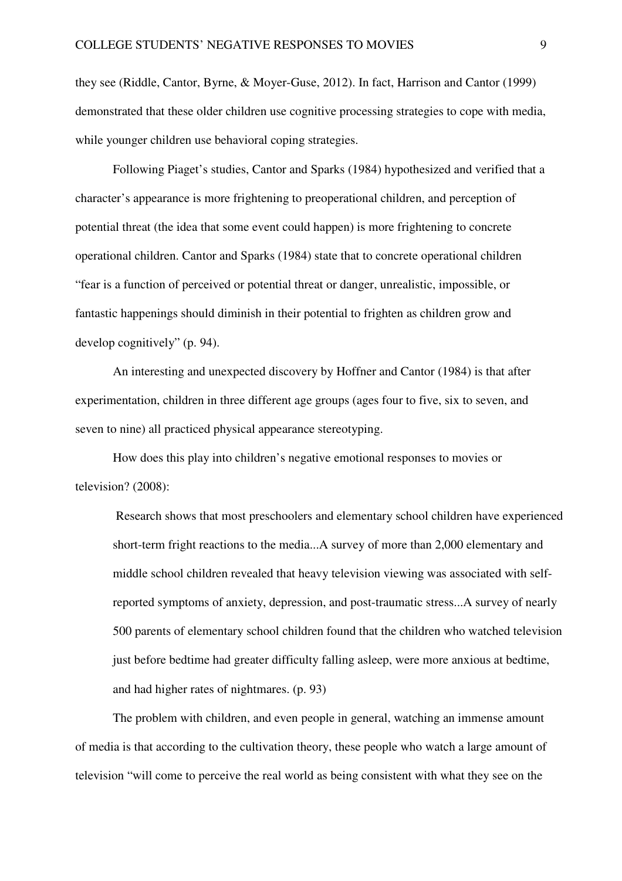they see (Riddle, Cantor, Byrne, & Moyer-Guse, 2012). In fact, Harrison and Cantor (1999) demonstrated that these older children use cognitive processing strategies to cope with media, while younger children use behavioral coping strategies.

Following Piaget's studies, Cantor and Sparks (1984) hypothesized and verified that a character's appearance is more frightening to preoperational children, and perception of potential threat (the idea that some event could happen) is more frightening to concrete operational children. Cantor and Sparks (1984) state that to concrete operational children "fear is a function of perceived or potential threat or danger, unrealistic, impossible, or fantastic happenings should diminish in their potential to frighten as children grow and develop cognitively" (p. 94).

An interesting and unexpected discovery by Hoffner and Cantor (1984) is that after experimentation, children in three different age groups (ages four to five, six to seven, and seven to nine) all practiced physical appearance stereotyping.

How does this play into children's negative emotional responses to movies or television? (2008):

> Research shows that most preschoolers and elementary school children have experienced short-term fright reactions to the media...A survey of more than 2,000 elementary and middle school children revealed that heavy television viewing was associated with self-reported symptoms of anxiety, depression, and post-traumatic stress...A survey of nearly 500 parents of elementary school children found that the children who watched television just before bedtime had greater difficulty falling asleep, were more anxious at bedtime, and had higher rates of nightmares. (p. 93)

The problem with children, and even people in general, watching an immense amount of media is that according to the cultivation theory, these people who watch a large amount of television "will come to perceive the real world as being consistent with what they see on the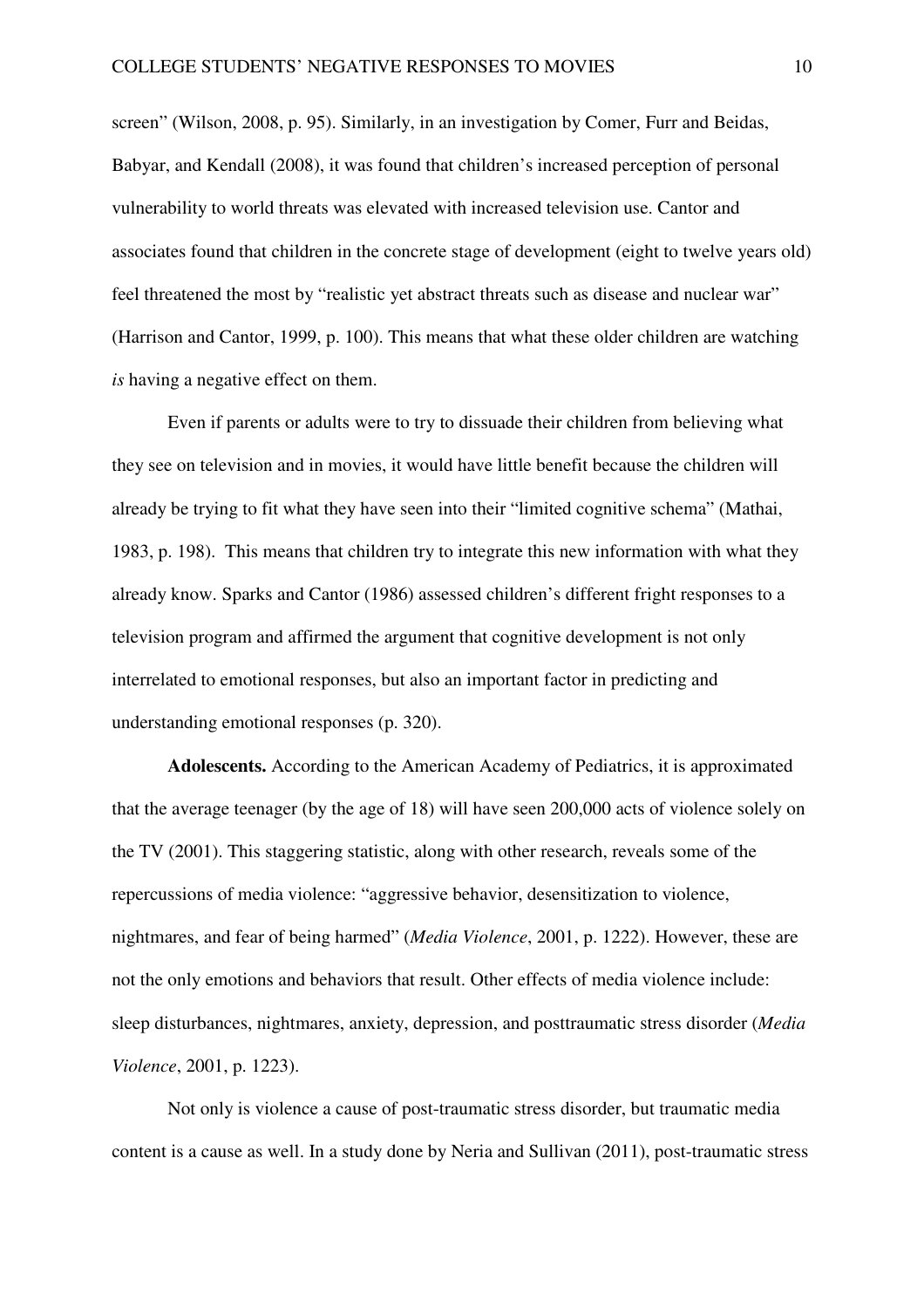screen" (Wilson, 2008, p. 95). Similarly, in an investigation by Comer, Furr and Beidas, Babyar, and Kendall (2008), it was found that children's increased perception of personal vulnerability to world threats was elevated with increased television use. Cantor and associates found that children in the concrete stage of development (eight to twelve years old) feel threatened the most by "realistic yet abstract threats such as disease and nuclear war" (Harrison and Cantor, 1999, p. 100). This means that what these older children are watching *is* having a negative effect on them.

Even if parents or adults were to try to dissuade their children from believing what they see on television and in movies, it would have little benefit because the children will already be trying to fit what they have seen into their "limited cognitive schema" (Mathai, 1983, p. 198). This means that children try to integrate this new information with what they already know. Sparks and Cantor (1986) assessed children's different fright responses to a television program and affirmed the argument that cognitive development is not only interrelated to emotional responses, but also an important factor in predicting and understanding emotional responses (p. 320).

**Adolescents.** According to the American Academy of Pediatrics, it is approximated that the average teenager (by the age of 18) will have seen 200,000 acts of violence solely on the TV (2001). This staggering statistic, along with other research, reveals some of the repercussions of media violence: "aggressive behavior, desensitization to violence, nightmares, and fear of being harmed" (*Media Violence*, 2001, p. 1222). However, these are not the only emotions and behaviors that result. Other effects of media violence include: sleep disturbances, nightmares, anxiety, depression, and posttraumatic stress disorder (*Media Violence*, 2001, p. 1223).

Not only is violence a cause of post-traumatic stress disorder, but traumatic media content is a cause as well. In a study done by Neria and Sullivan (2011), post-traumatic stress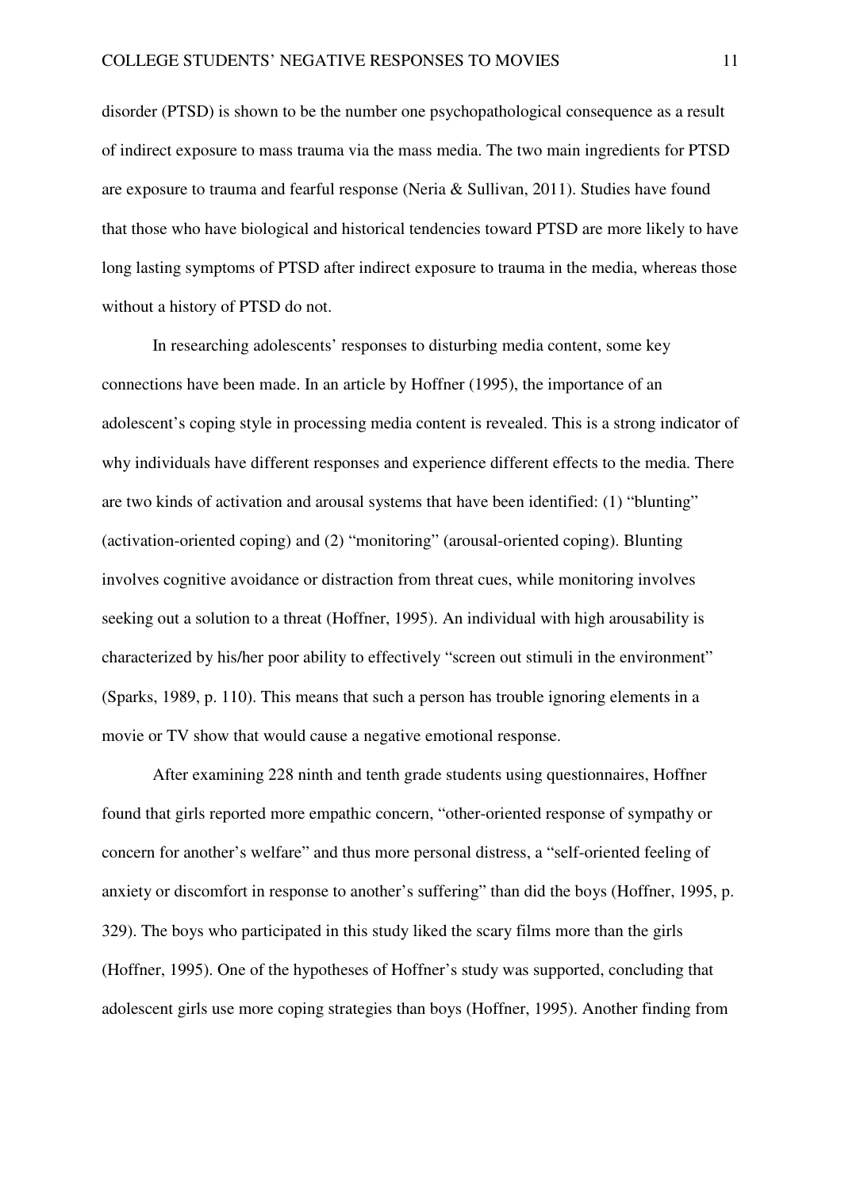disorder (PTSD) is shown to be the number one psychopathological consequence as a result of indirect exposure to mass trauma via the mass media. The two main ingredients for PTSD are exposure to trauma and fearful response (Neria & Sullivan, 2011). Studies have found that those who have biological and historical tendencies toward PTSD are more likely to have long lasting symptoms of PTSD after indirect exposure to trauma in the media, whereas those without a history of PTSD do not.

In researching adolescents' responses to disturbing media content, some key connections have been made. In an article by Hoffner (1995), the importance of an adolescent's coping style in processing media content is revealed. This is a strong indicator of why individuals have different responses and experience different effects to the media. There are two kinds of activation and arousal systems that have been identified: (1) "blunting" (activation-oriented coping) and (2) "monitoring" (arousal-oriented coping). Blunting involves cognitive avoidance or distraction from threat cues, while monitoring involves seeking out a solution to a threat (Hoffner, 1995). An individual with high arousability is characterized by his/her poor ability to effectively "screen out stimuli in the environment" (Sparks, 1989, p. 110). This means that such a person has trouble ignoring elements in a movie or TV show that would cause a negative emotional response.

After examining 228 ninth and tenth grade students using questionnaires, Hoffner found that girls reported more empathic concern, "other-oriented response of sympathy or concern for another's welfare" and thus more personal distress, a "self-oriented feeling of anxiety or discomfort in response to another's suffering" than did the boys (Hoffner, 1995, p. 329). The boys who participated in this study liked the scary films more than the girls (Hoffner, 1995). One of the hypotheses of Hoffner's study was supported, concluding that adolescent girls use more coping strategies than boys (Hoffner, 1995). Another finding from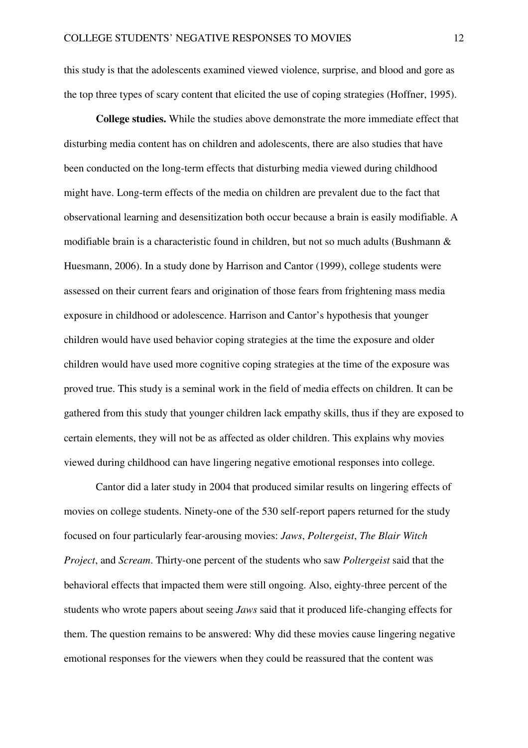this study is that the adolescents examined viewed violence, surprise, and blood and gore as the top three types of scary content that elicited the use of coping strategies (Hoffner, 1995).

**College studies.** While the studies above demonstrate the more immediate effect that disturbing media content has on children and adolescents, there are also studies that have been conducted on the long-term effects that disturbing media viewed during childhood might have. Long-term effects of the media on children are prevalent due to the fact that observational learning and desensitization both occur because a brain is easily modifiable. A modifiable brain is a characteristic found in children, but not so much adults (Bushmann & Huesmann, 2006). In a study done by Harrison and Cantor (1999), college students were assessed on their current fears and origination of those fears from frightening mass media exposure in childhood or adolescence. Harrison and Cantor's hypothesis that younger children would have used behavior coping strategies at the time the exposure and older children would have used more cognitive coping strategies at the time of the exposure was proved true. This study is a seminal work in the field of media effects on children. It can be gathered from this study that younger children lack empathy skills, thus if they are exposed to certain elements, they will not be as affected as older children. This explains why movies viewed during childhood can have lingering negative emotional responses into college.

Cantor did a later study in 2004 that produced similar results on lingering effects of movies on college students. Ninety-one of the 530 self-report papers returned for the study focused on four particularly fear-arousing movies: *Jaws*, *Poltergeist*, *The Blair Witch Project*, and *Scream*. Thirty-one percent of the students who saw *Poltergeist* said that the behavioral effects that impacted them were still ongoing. Also, eighty-three percent of the students who wrote papers about seeing *Jaws* said that it produced life-changing effects for them. The question remains to be answered: Why did these movies cause lingering negative emotional responses for the viewers when they could be reassured that the content was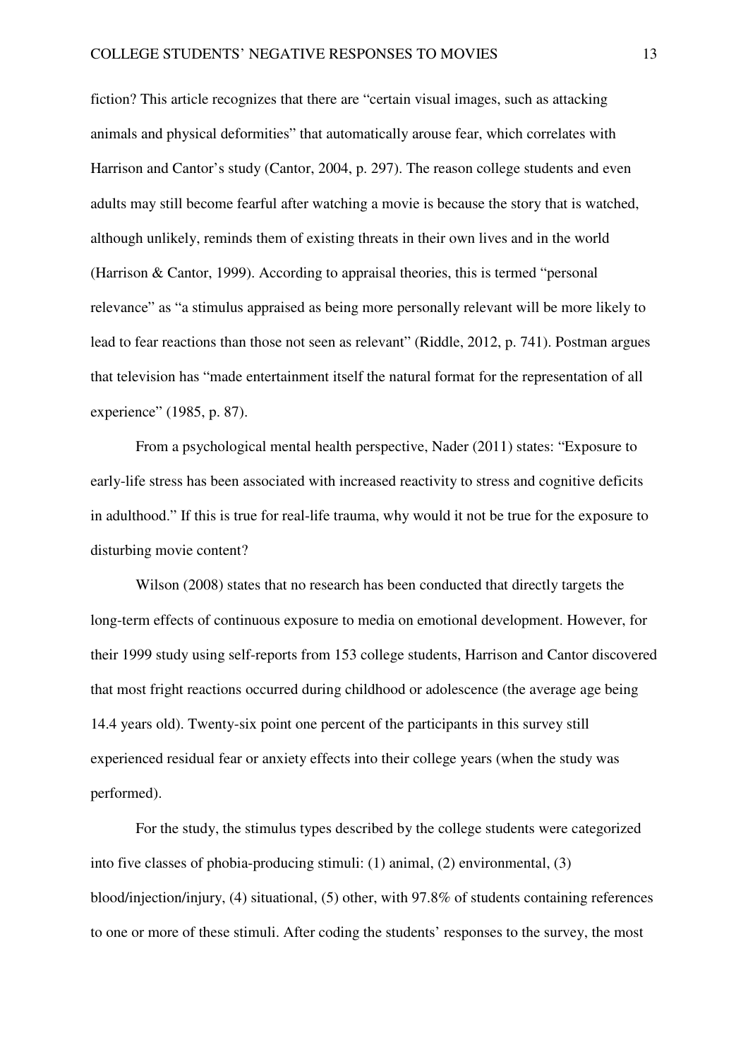fiction? This article recognizes that there are "certain visual images, such as attacking animals and physical deformities" that automatically arouse fear, which correlates with Harrison and Cantor's study (Cantor, 2004, p. 297). The reason college students and even adults may still become fearful after watching a movie is because the story that is watched, although unlikely, reminds them of existing threats in their own lives and in the world (Harrison & Cantor, 1999). According to appraisal theories, this is termed "personal relevance" as "a stimulus appraised as being more personally relevant will be more likely to lead to fear reactions than those not seen as relevant" (Riddle, 2012, p. 741). Postman argues that television has "made entertainment itself the natural format for the representation of all experience" (1985, p. 87).

From a psychological mental health perspective, Nader (2011) states: "Exposure to early-life stress has been associated with increased reactivity to stress and cognitive deficits in adulthood." If this is true for real-life trauma, why would it not be true for the exposure to disturbing movie content?

Wilson (2008) states that no research has been conducted that directly targets the long-term effects of continuous exposure to media on emotional development. However, for their 1999 study using self-reports from 153 college students, Harrison and Cantor discovered that most fright reactions occurred during childhood or adolescence (the average age being 14.4 years old). Twenty-six point one percent of the participants in this survey still experienced residual fear or anxiety effects into their college years (when the study was performed).

For the study, the stimulus types described by the college students were categorized into five classes of phobia-producing stimuli: (1) animal, (2) environmental, (3) blood/injection/injury, (4) situational, (5) other, with 97.8% of students containing references to one or more of these stimuli. After coding the students' responses to the survey, the most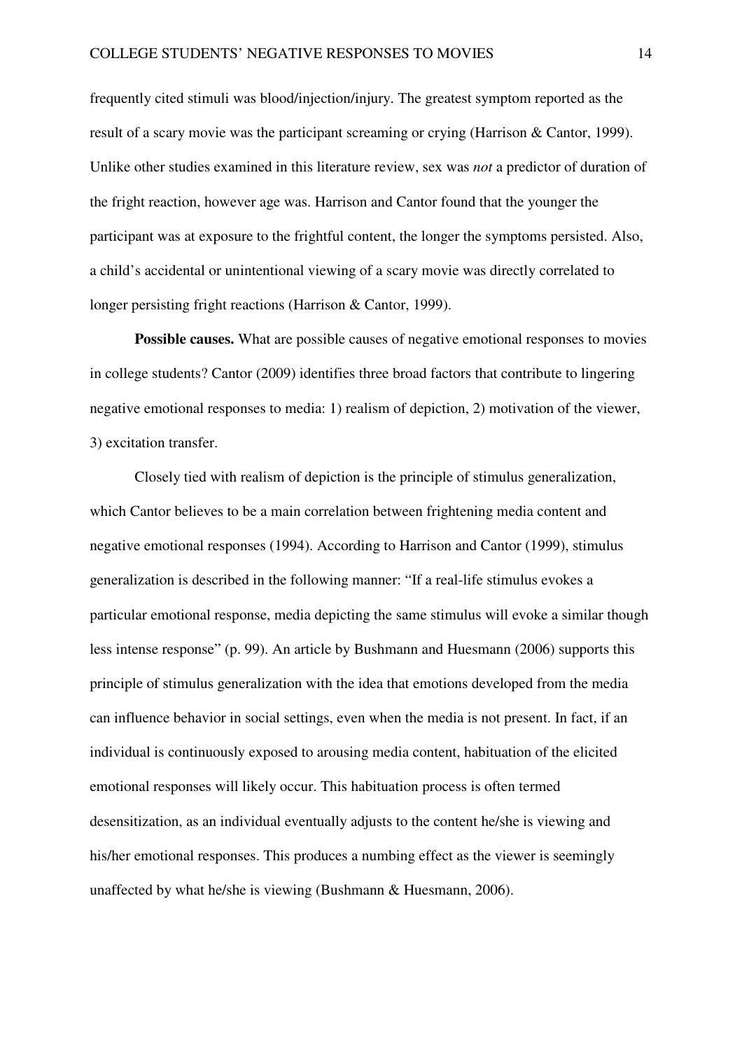frequently cited stimuli was blood/injection/injury. The greatest symptom reported as the result of a scary movie was the participant screaming or crying (Harrison & Cantor, 1999). Unlike other studies examined in this literature review, sex was *not* a predictor of duration of the fright reaction, however age was. Harrison and Cantor found that the younger the participant was at exposure to the frightful content, the longer the symptoms persisted. Also, a child's accidental or unintentional viewing of a scary movie was directly correlated to longer persisting fright reactions (Harrison & Cantor, 1999).

**Possible causes.** What are possible causes of negative emotional responses to movies in college students? Cantor (2009) identifies three broad factors that contribute to lingering negative emotional responses to media: 1) realism of depiction, 2) motivation of the viewer, 3) excitation transfer.

Closely tied with realism of depiction is the principle of stimulus generalization, which Cantor believes to be a main correlation between frightening media content and negative emotional responses (1994). According to Harrison and Cantor (1999), stimulus generalization is described in the following manner: "If a real-life stimulus evokes a particular emotional response, media depicting the same stimulus will evoke a similar though less intense response" (p. 99). An article by Bushmann and Huesmann (2006) supports this principle of stimulus generalization with the idea that emotions developed from the media can influence behavior in social settings, even when the media is not present. In fact, if an individual is continuously exposed to arousing media content, habituation of the elicited emotional responses will likely occur. This habituation process is often termed desensitization, as an individual eventually adjusts to the content he/she is viewing and his/her emotional responses. This produces a numbing effect as the viewer is seemingly unaffected by what he/she is viewing (Bushmann & Huesmann, 2006).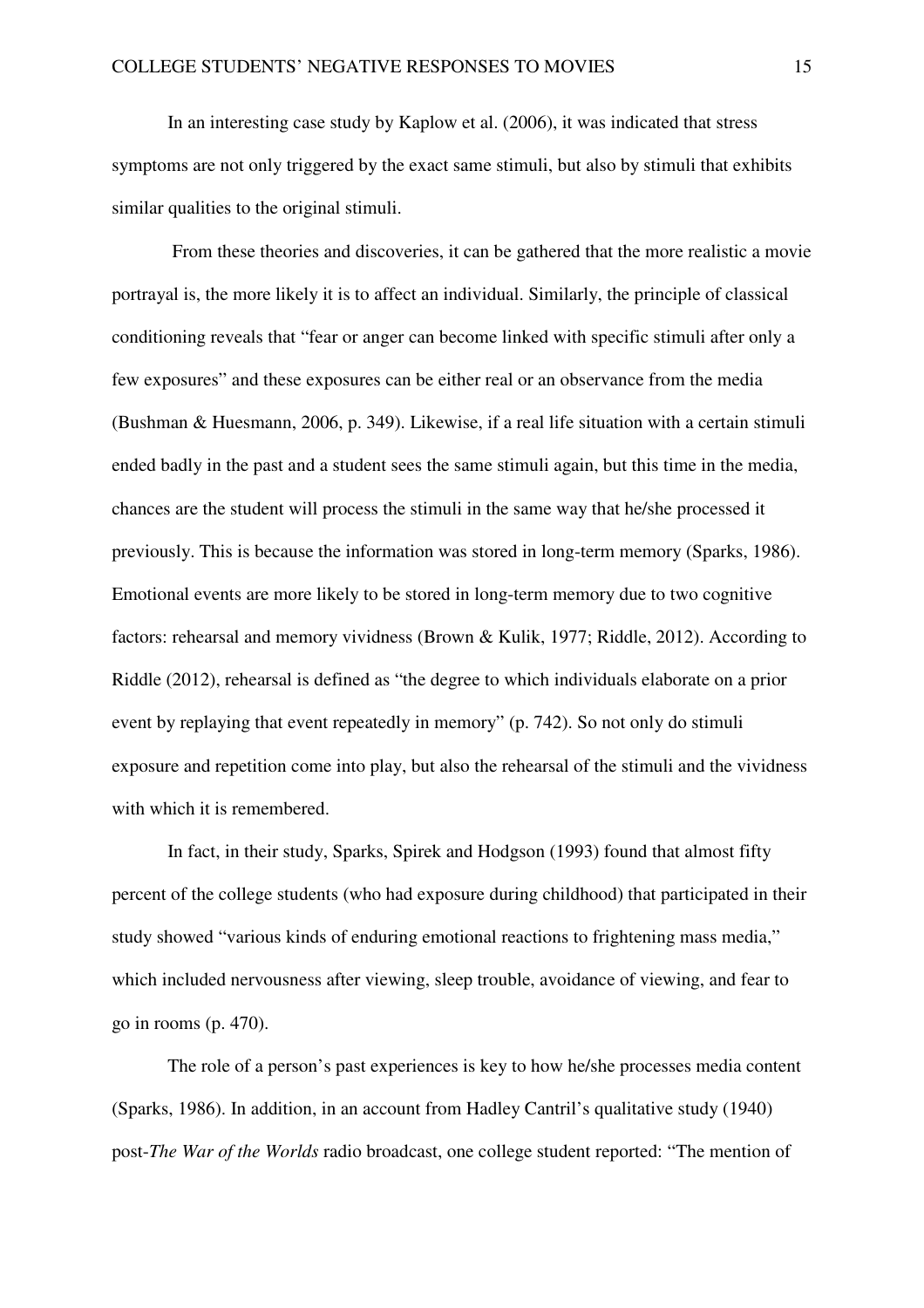In an interesting case study by Kaplow et al. (2006), it was indicated that stress symptoms are not only triggered by the exact same stimuli, but also by stimuli that exhibits similar qualities to the original stimuli.

From these theories and discoveries, it can be gathered that the more realistic a movie portrayal is, the more likely it is to affect an individual. Similarly, the principle of classical conditioning reveals that "fear or anger can become linked with specific stimuli after only a few exposures" and these exposures can be either real or an observance from the media (Bushman & Huesmann, 2006, p. 349). Likewise, if a real life situation with a certain stimuli ended badly in the past and a student sees the same stimuli again, but this time in the media, chances are the student will process the stimuli in the same way that he/she processed it previously. This is because the information was stored in long-term memory (Sparks, 1986). Emotional events are more likely to be stored in long-term memory due to two cognitive factors: rehearsal and memory vividness (Brown & Kulik, 1977; Riddle, 2012). According to Riddle (2012), rehearsal is defined as "the degree to which individuals elaborate on a prior event by replaying that event repeatedly in memory" (p. 742). So not only do stimuli exposure and repetition come into play, but also the rehearsal of the stimuli and the vividness with which it is remembered.

In fact, in their study, Sparks, Spirek and Hodgson (1993) found that almost fifty percent of the college students (who had exposure during childhood) that participated in their study showed "various kinds of enduring emotional reactions to frightening mass media," which included nervousness after viewing, sleep trouble, avoidance of viewing, and fear to go in rooms (p. 470).

The role of a person's past experiences is key to how he/she processes media content (Sparks, 1986). In addition, in an account from Hadley Cantril's qualitative study (1940) post-*The War of the Worlds* radio broadcast, one college student reported: "The mention of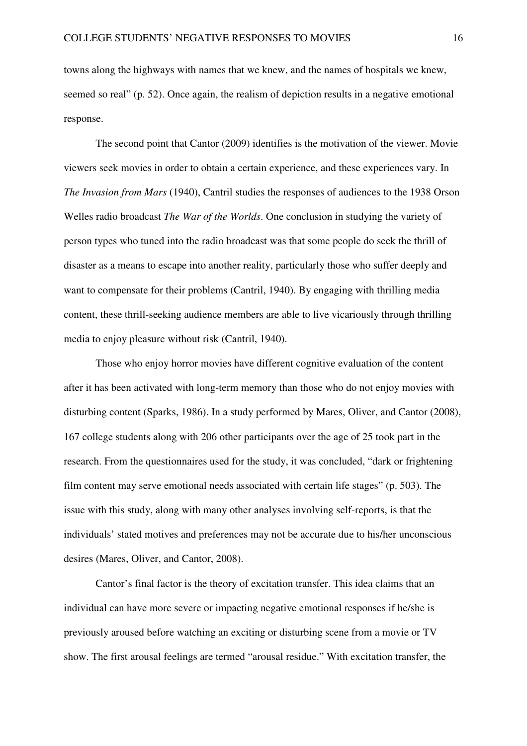towns along the highways with names that we knew, and the names of hospitals we knew, seemed so real" (p. 52). Once again, the realism of depiction results in a negative emotional response.

The second point that Cantor (2009) identifies is the motivation of the viewer. Movie viewers seek movies in order to obtain a certain experience, and these experiences vary. In *The Invasion from Mars* (1940), Cantril studies the responses of audiences to the 1938 Orson Welles radio broadcast *The War of the Worlds*. One conclusion in studying the variety of person types who tuned into the radio broadcast was that some people do seek the thrill of disaster as a means to escape into another reality, particularly those who suffer deeply and want to compensate for their problems (Cantril, 1940). By engaging with thrilling media content, these thrill-seeking audience members are able to live vicariously through thrilling media to enjoy pleasure without risk (Cantril, 1940).

Those who enjoy horror movies have different cognitive evaluation of the content after it has been activated with long-term memory than those who do not enjoy movies with disturbing content (Sparks, 1986). In a study performed by Mares, Oliver, and Cantor (2008), 167 college students along with 206 other participants over the age of 25 took part in the research. From the questionnaires used for the study, it was concluded, "dark or frightening film content may serve emotional needs associated with certain life stages" (p. 503). The issue with this study, along with many other analyses involving self-reports, is that the individuals' stated motives and preferences may not be accurate due to his/her unconscious desires (Mares, Oliver, and Cantor, 2008).

Cantor's final factor is the theory of excitation transfer. This idea claims that an individual can have more severe or impacting negative emotional responses if he/she is previously aroused before watching an exciting or disturbing scene from a movie or TV show. The first arousal feelings are termed "arousal residue." With excitation transfer, the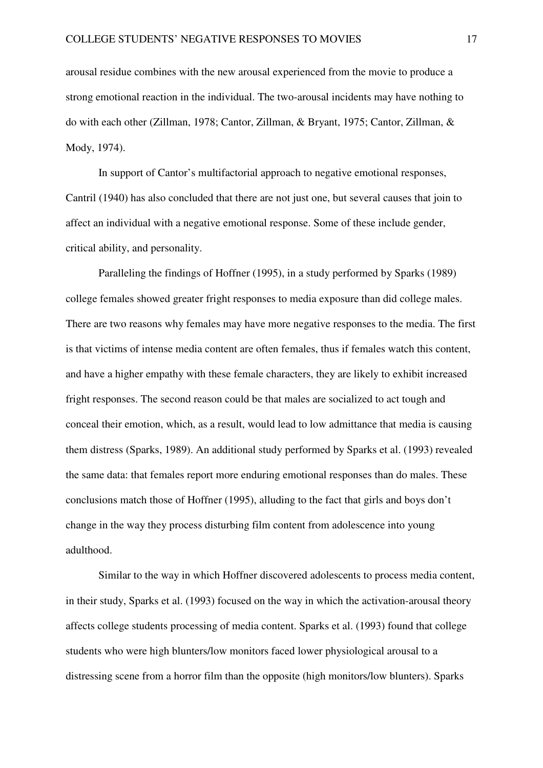arousal residue combines with the new arousal experienced from the movie to produce a strong emotional reaction in the individual. The two-arousal incidents may have nothing to do with each other (Zillman, 1978; Cantor, Zillman, & Bryant, 1975; Cantor, Zillman, & Mody, 1974).

In support of Cantor's multifactorial approach to negative emotional responses, Cantril (1940) has also concluded that there are not just one, but several causes that join to affect an individual with a negative emotional response. Some of these include gender, critical ability, and personality.

Paralleling the findings of Hoffner (1995), in a study performed by Sparks (1989) college females showed greater fright responses to media exposure than did college males. There are two reasons why females may have more negative responses to the media. The first is that victims of intense media content are often females, thus if females watch this content, and have a higher empathy with these female characters, they are likely to exhibit increased fright responses. The second reason could be that males are socialized to act tough and conceal their emotion, which, as a result, would lead to low admittance that media is causing them distress (Sparks, 1989). An additional study performed by Sparks et al. (1993) revealed the same data: that females report more enduring emotional responses than do males. These conclusions match those of Hoffner (1995), alluding to the fact that girls and boys don't change in the way they process disturbing film content from adolescence into young adulthood.

Similar to the way in which Hoffner discovered adolescents to process media content, in their study, Sparks et al. (1993) focused on the way in which the activation-arousal theory affects college students processing of media content. Sparks et al. (1993) found that college students who were high blunters/low monitors faced lower physiological arousal to a distressing scene from a horror film than the opposite (high monitors/low blunters). Sparks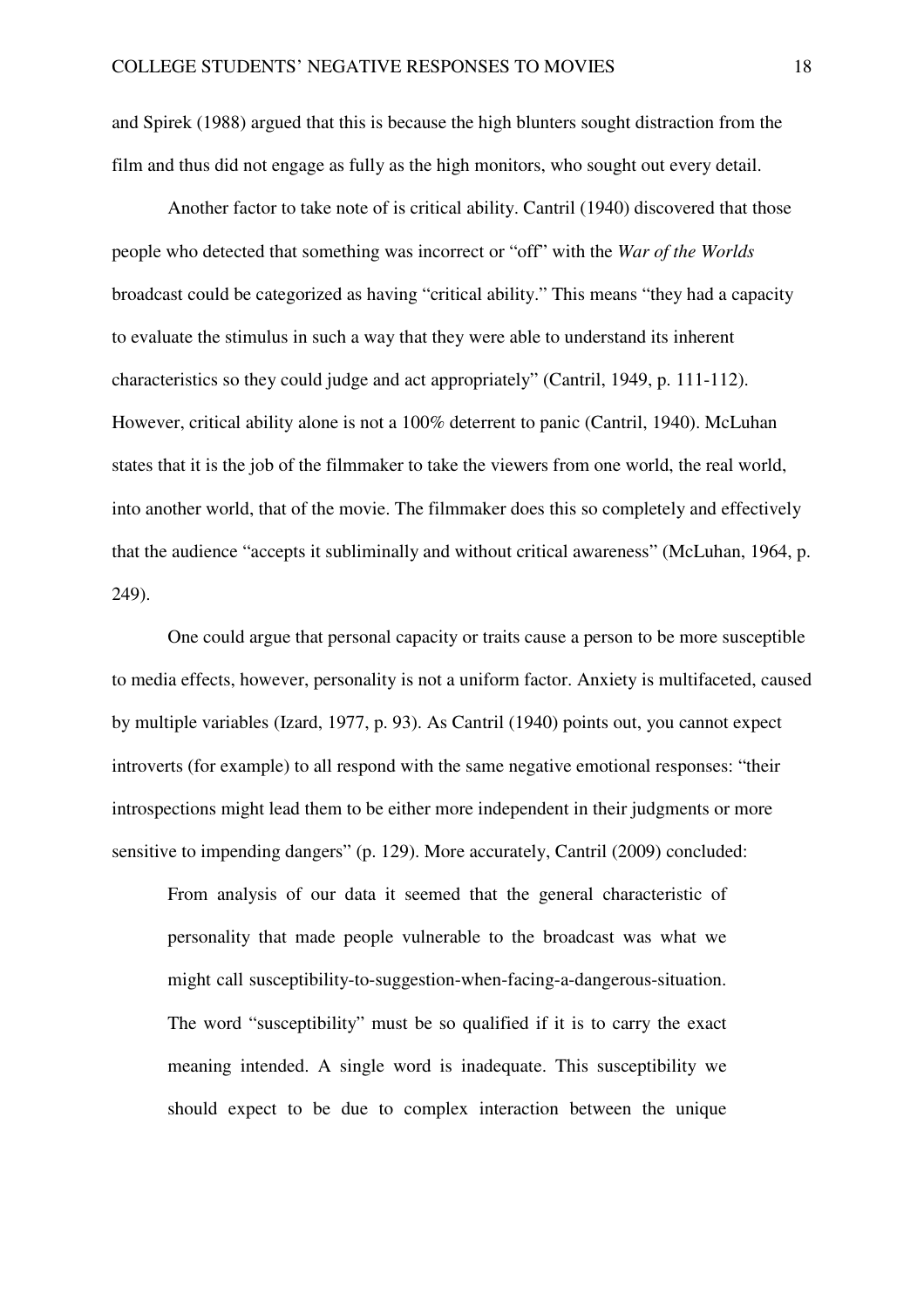and Spirek (1988) argued that this is because the high blunters sought distraction from the film and thus did not engage as fully as the high monitors, who sought out every detail.

Another factor to take note of is critical ability. Cantril (1940) discovered that those people who detected that something was incorrect or "off" with the *War of the Worlds* broadcast could be categorized as having "critical ability." This means "they had a capacity to evaluate the stimulus in such a way that they were able to understand its inherent characteristics so they could judge and act appropriately" (Cantril, 1949, p. 111-112). However, critical ability alone is not a 100% deterrent to panic (Cantril, 1940). McLuhan states that it is the job of the filmmaker to take the viewers from one world, the real world, into another world, that of the movie. The filmmaker does this so completely and effectively that the audience "accepts it subliminally and without critical awareness" (McLuhan, 1964, p. 249).

One could argue that personal capacity or traits cause a person to be more susceptible to media effects, however, personality is not a uniform factor. Anxiety is multifaceted, caused by multiple variables (Izard, 1977, p. 93). As Cantril (1940) points out, you cannot expect introverts (for example) to all respond with the same negative emotional responses: "their introspections might lead them to be either more independent in their judgments or more sensitive to impending dangers" (p. 129). More accurately, Cantril (2009) concluded:

> From analysis of our data it seemed that the general characteristic of personality that made people vulnerable to the broadcast was what we might call susceptibility-to-suggestion-when-facing-a-dangerous-situation. The word "susceptibility" must be so qualified if it is to carry the exact meaning intended. A single word is inadequate. This susceptibility we should expect to be due to complex interaction between the unique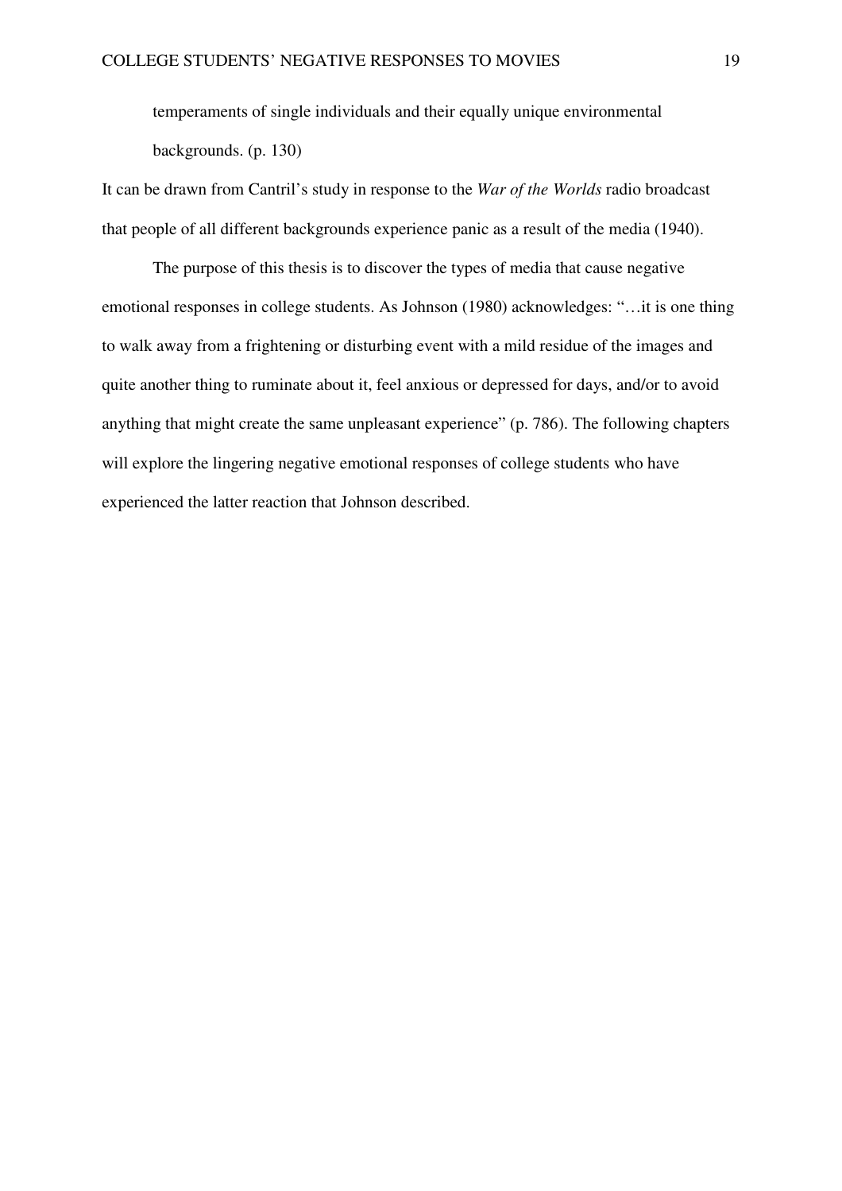> temperaments of single individuals and their equally unique environmental backgrounds. (p. 130)

It can be drawn from Cantril's study in response to the *War of the Worlds* radio broadcast that people of all different backgrounds experience panic as a result of the media (1940).

The purpose of this thesis is to discover the types of media that cause negative emotional responses in college students. As Johnson (1980) acknowledges: "…it is one thing to walk away from a frightening or disturbing event with a mild residue of the images and quite another thing to ruminate about it, feel anxious or depressed for days, and/or to avoid anything that might create the same unpleasant experience" (p. 786). The following chapters will explore the lingering negative emotional responses of college students who have experienced the latter reaction that Johnson described.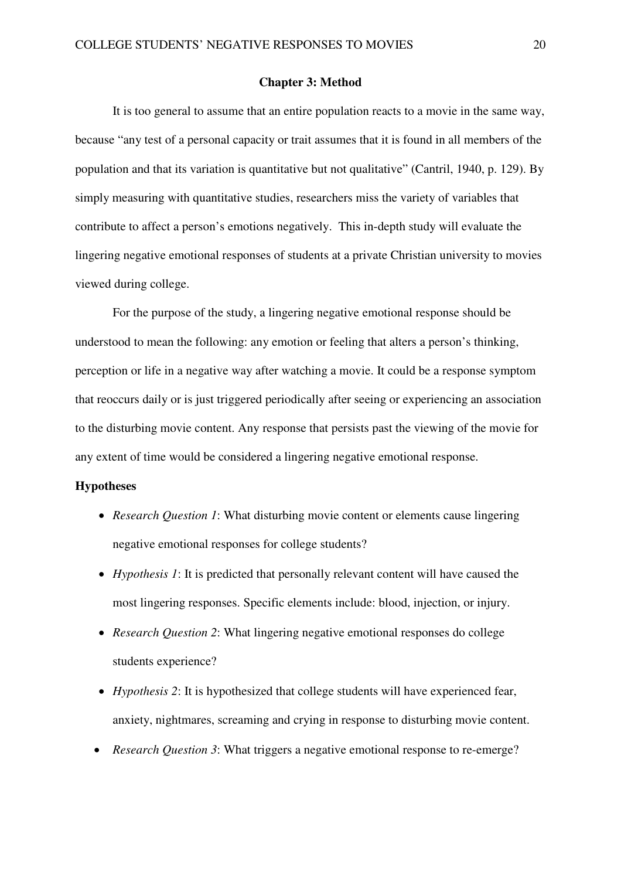## Chapter 3: Method

It is too general to assume that an entire population reacts to a movie in the same way, because "any test of a personal capacity or trait assumes that it is found in all members of the population and that its variation is quantitative but not qualitative" (Cantril, 1940, p. 129). By simply measuring with quantitative studies, researchers miss the variety of variables that contribute to affect a person's emotions negatively. This in-depth study will evaluate the lingering negative emotional responses of students at a private Christian university to movies viewed during college.

For the purpose of the study, a lingering negative emotional response should be understood to mean the following: any emotion or feeling that alters a person's thinking, perception or life in a negative way after watching a movie. It could be a response symptom that reoccurs daily or is just triggered periodically after seeing or experiencing an association to the disturbing movie content. Any response that persists past the viewing of the movie for any extent of time would be considered a lingering negative emotional response.

### Hypotheses

- *Research Question 1*: What disturbing movie content or elements cause lingering negative emotional responses for college students?
- *Hypothesis 1*: It is predicted that personally relevant content will have caused the most lingering responses. Specific elements include: blood, injection, or injury.
- *Research Question 2*: What lingering negative emotional responses do college students experience?
- *Hypothesis 2*: It is hypothesized that college students will have experienced fear, anxiety, nightmares, screaming and crying in response to disturbing movie content.
- *Research Question 3*: What triggers a negative emotional response to re-emerge?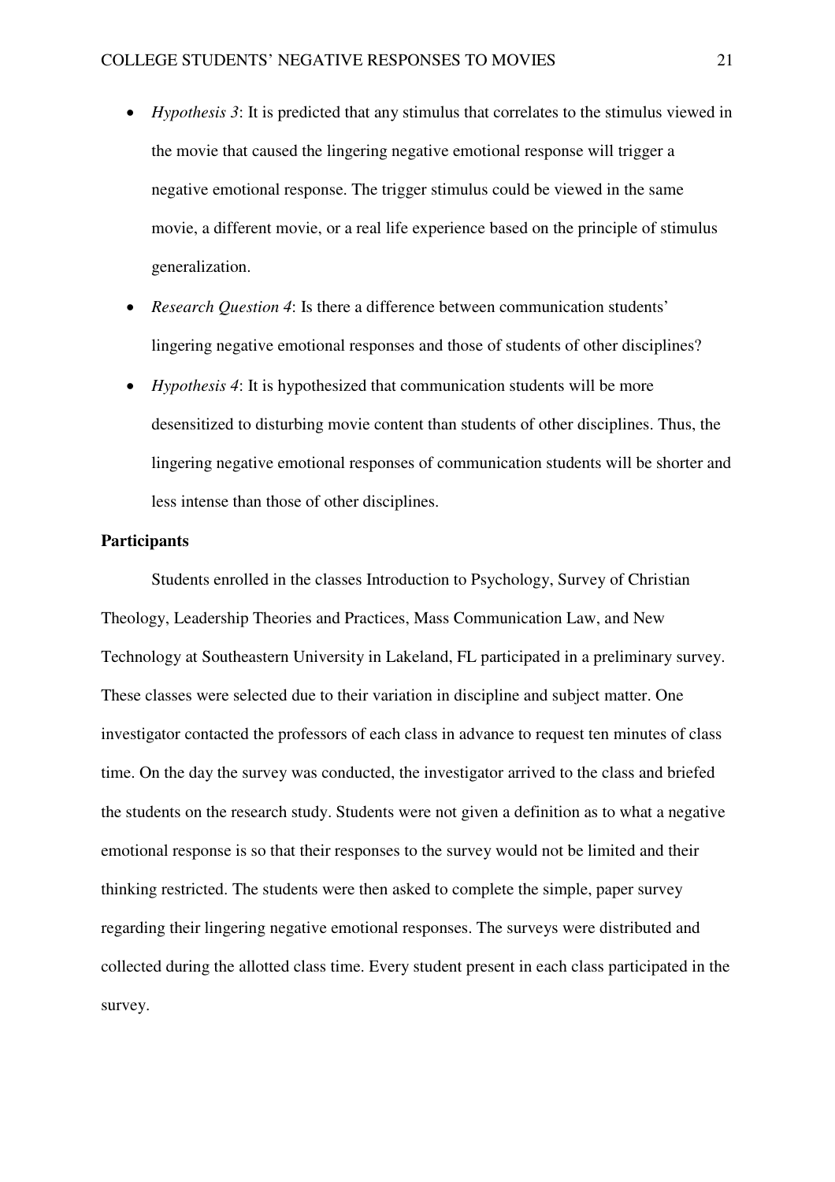- *Hypothesis 3*: It is predicted that any stimulus that correlates to the stimulus viewed in the movie that caused the lingering negative emotional response will trigger a negative emotional response. The trigger stimulus could be viewed in the same movie, a different movie, or a real life experience based on the principle of stimulus generalization.
- *Research Question 4*: Is there a difference between communication students' lingering negative emotional responses and those of students of other disciplines?
- *Hypothesis 4*: It is hypothesized that communication students will be more desensitized to disturbing movie content than students of other disciplines. Thus, the lingering negative emotional responses of communication students will be shorter and less intense than those of other disciplines.

**Participants**

Students enrolled in the classes Introduction to Psychology, Survey of Christian Theology, Leadership Theories and Practices, Mass Communication Law, and New Technology at Southeastern University in Lakeland, FL participated in a preliminary survey. These classes were selected due to their variation in discipline and subject matter. One investigator contacted the professors of each class in advance to request ten minutes of class time. On the day the survey was conducted, the investigator arrived to the class and briefed the students on the research study. Students were not given a definition as to what a negative emotional response is so that their responses to the survey would not be limited and their thinking restricted. The students were then asked to complete the simple, paper survey regarding their lingering negative emotional responses. The surveys were distributed and collected during the allotted class time. Every student present in each class participated in the survey.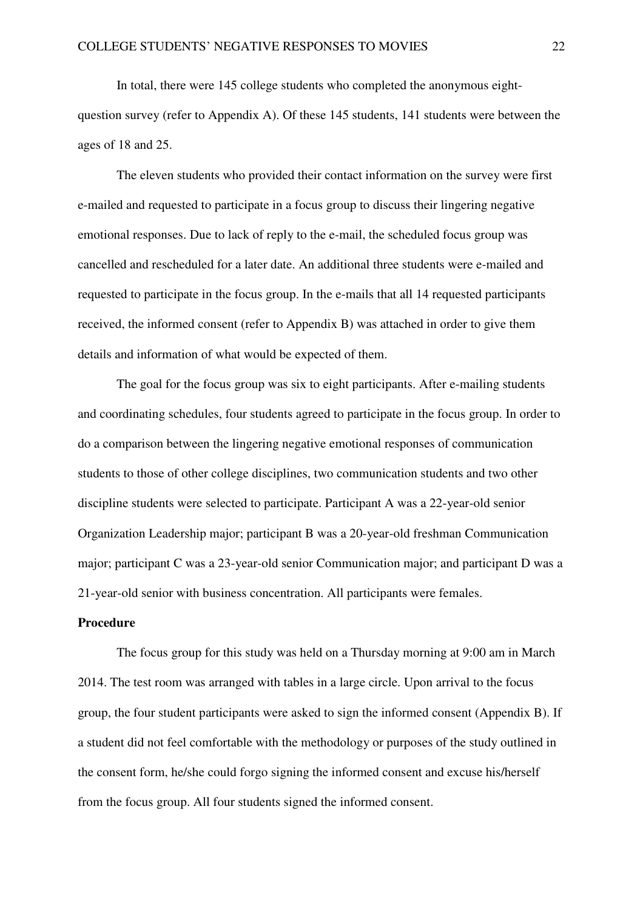In total, there were 145 college students who completed the anonymous eight-question survey (refer to Appendix A). Of these 145 students, 141 students were between the ages of 18 and 25.

The eleven students who provided their contact information on the survey were first e-mailed and requested to participate in a focus group to discuss their lingering negative emotional responses. Due to lack of reply to the e-mail, the scheduled focus group was cancelled and rescheduled for a later date. An additional three students were e-mailed and requested to participate in the focus group. In the e-mails that all 14 requested participants received, the informed consent (refer to Appendix B) was attached in order to give them details and information of what would be expected of them.

The goal for the focus group was six to eight participants. After e-mailing students and coordinating schedules, four students agreed to participate in the focus group. In order to do a comparison between the lingering negative emotional responses of communication students to those of other college disciplines, two communication students and two other discipline students were selected to participate. Participant A was a 22-year-old senior Organization Leadership major; participant B was a 20-year-old freshman Communication major; participant C was a 23-year-old senior Communication major; and participant D was a 21-year-old senior with business concentration. All participants were females.

**Procedure**

The focus group for this study was held on a Thursday morning at 9:00 am in March 2014. The test room was arranged with tables in a large circle. Upon arrival to the focus group, the four student participants were asked to sign the informed consent (Appendix B). If a student did not feel comfortable with the methodology or purposes of the study outlined in the consent form, he/she could forgo signing the informed consent and excuse his/herself from the focus group. All four students signed the informed consent.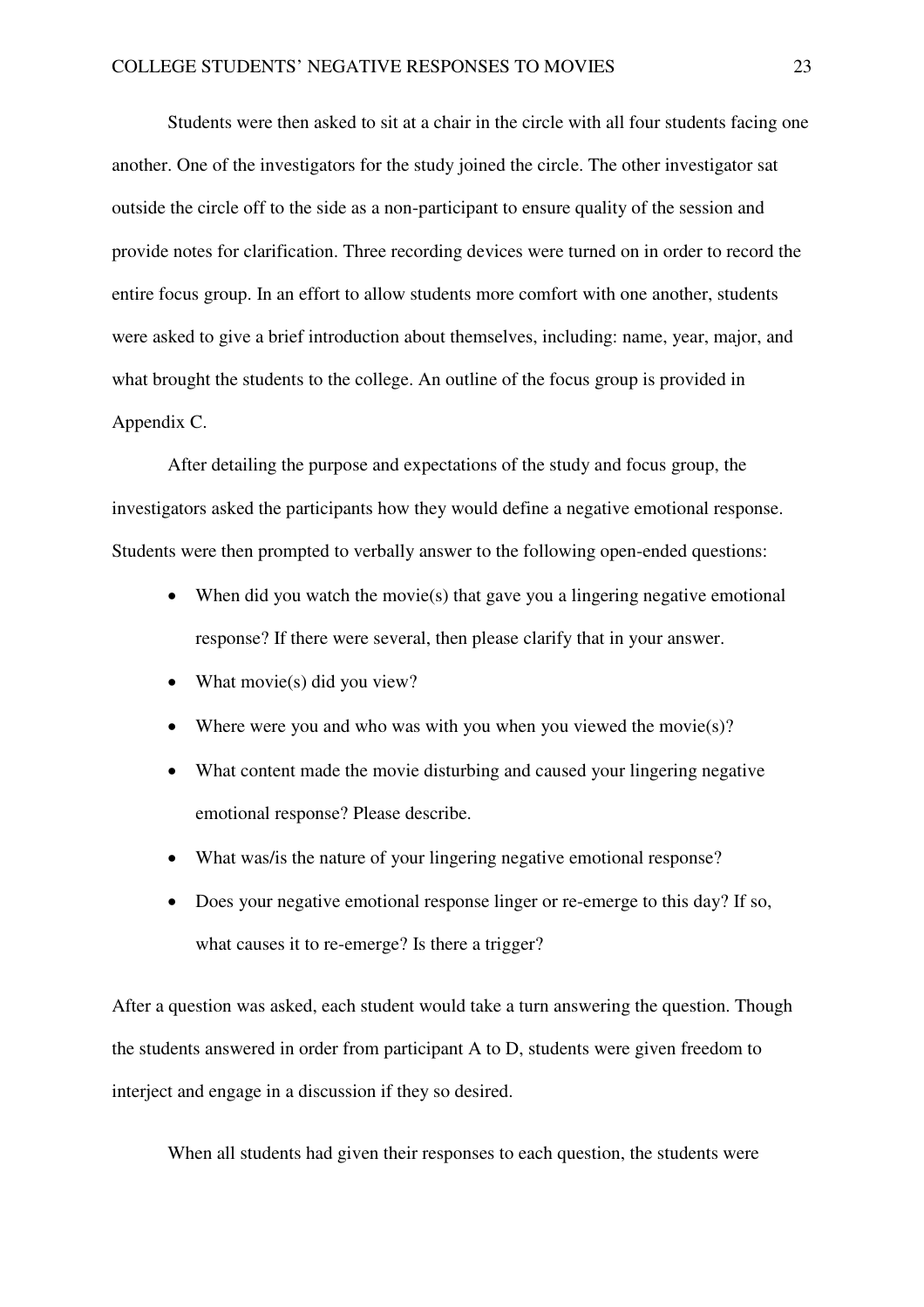Students were then asked to sit at a chair in the circle with all four students facing one another. One of the investigators for the study joined the circle. The other investigator sat outside the circle off to the side as a non-participant to ensure quality of the session and provide notes for clarification. Three recording devices were turned on in order to record the entire focus group. In an effort to allow students more comfort with one another, students were asked to give a brief introduction about themselves, including: name, year, major, and what brought the students to the college. An outline of the focus group is provided in Appendix C.

After detailing the purpose and expectations of the study and focus group, the investigators asked the participants how they would define a negative emotional response. Students were then prompted to verbally answer to the following open-ended questions:

- When did you watch the movie(s) that gave you a lingering negative emotional response? If there were several, then please clarify that in your answer.
- What movie(s) did you view?
- Where were you and who was with you when you viewed the movie(s)?
- What content made the movie disturbing and caused your lingering negative emotional response? Please describe.
- What was/is the nature of your lingering negative emotional response?
- Does your negative emotional response linger or re-emerge to this day? If so, what causes it to re-emerge? Is there a trigger?

After a question was asked, each student would take a turn answering the question. Though the students answered in order from participant A to D, students were given freedom to interject and engage in a discussion if they so desired.

When all students had given their responses to each question, the students were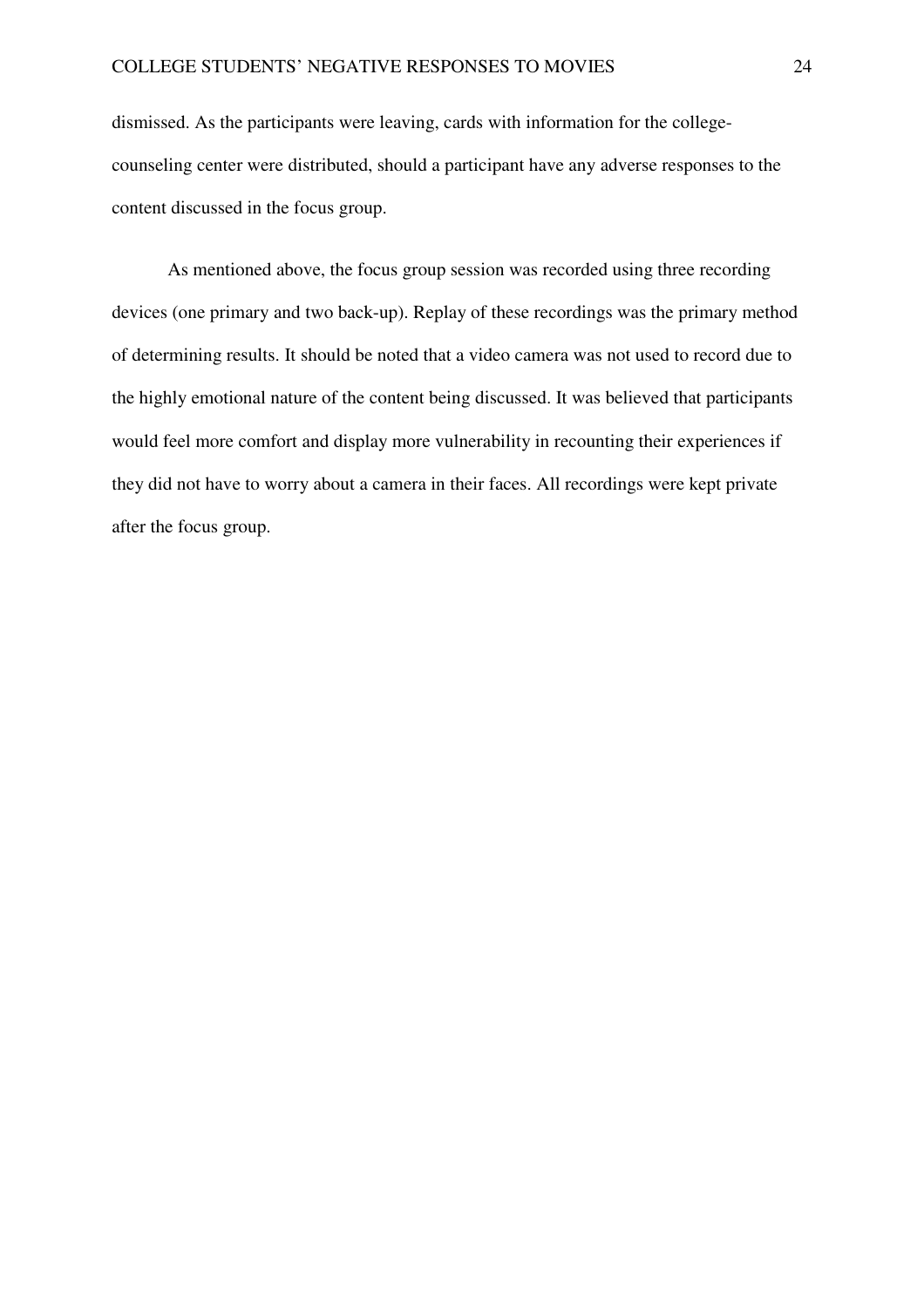dismissed. As the participants were leaving, cards with information for the college-counseling center were distributed, should a participant have any adverse responses to the content discussed in the focus group.

As mentioned above, the focus group session was recorded using three recording devices (one primary and two back-up). Replay of these recordings was the primary method of determining results. It should be noted that a video camera was not used to record due to the highly emotional nature of the content being discussed. It was believed that participants would feel more comfort and display more vulnerability in recounting their experiences if they did not have to worry about a camera in their faces. All recordings were kept private after the focus group.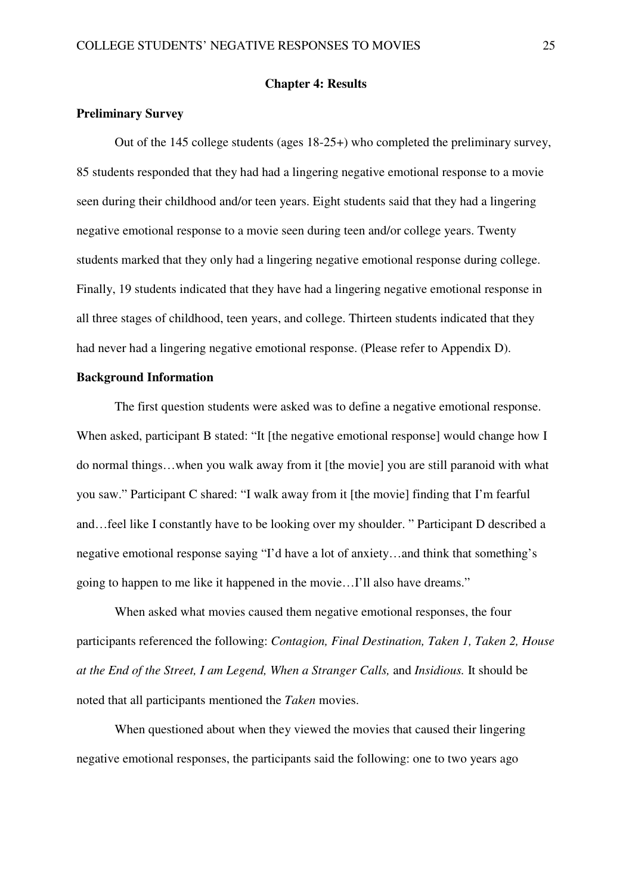## Chapter 4: Results

### Preliminary Survey

Out of the 145 college students (ages 18-25+) who completed the preliminary survey, 85 students responded that they had had a lingering negative emotional response to a movie seen during their childhood and/or teen years. Eight students said that they had a lingering negative emotional response to a movie seen during teen and/or college years. Twenty students marked that they only had a lingering negative emotional response during college. Finally, 19 students indicated that they have had a lingering negative emotional response in all three stages of childhood, teen years, and college. Thirteen students indicated that they had never had a lingering negative emotional response. (Please refer to Appendix D).

### Background Information

The first question students were asked was to define a negative emotional response. When asked, participant B stated: "It [the negative emotional response] would change how I do normal things…when you walk away from it [the movie] you are still paranoid with what you saw." Participant C shared: "I walk away from it [the movie] finding that I'm fearful and…feel like I constantly have to be looking over my shoulder. " Participant D described a negative emotional response saying "I'd have a lot of anxiety…and think that something's going to happen to me like it happened in the movie…I'll also have dreams."

When asked what movies caused them negative emotional responses, the four participants referenced the following: *Contagion, Final Destination, Taken 1, Taken 2, House at the End of the Street, I am Legend, When a Stranger Calls,* and *Insidious.* It should be noted that all participants mentioned the *Taken* movies.

When questioned about when they viewed the movies that caused their lingering negative emotional responses, the participants said the following: one to two years ago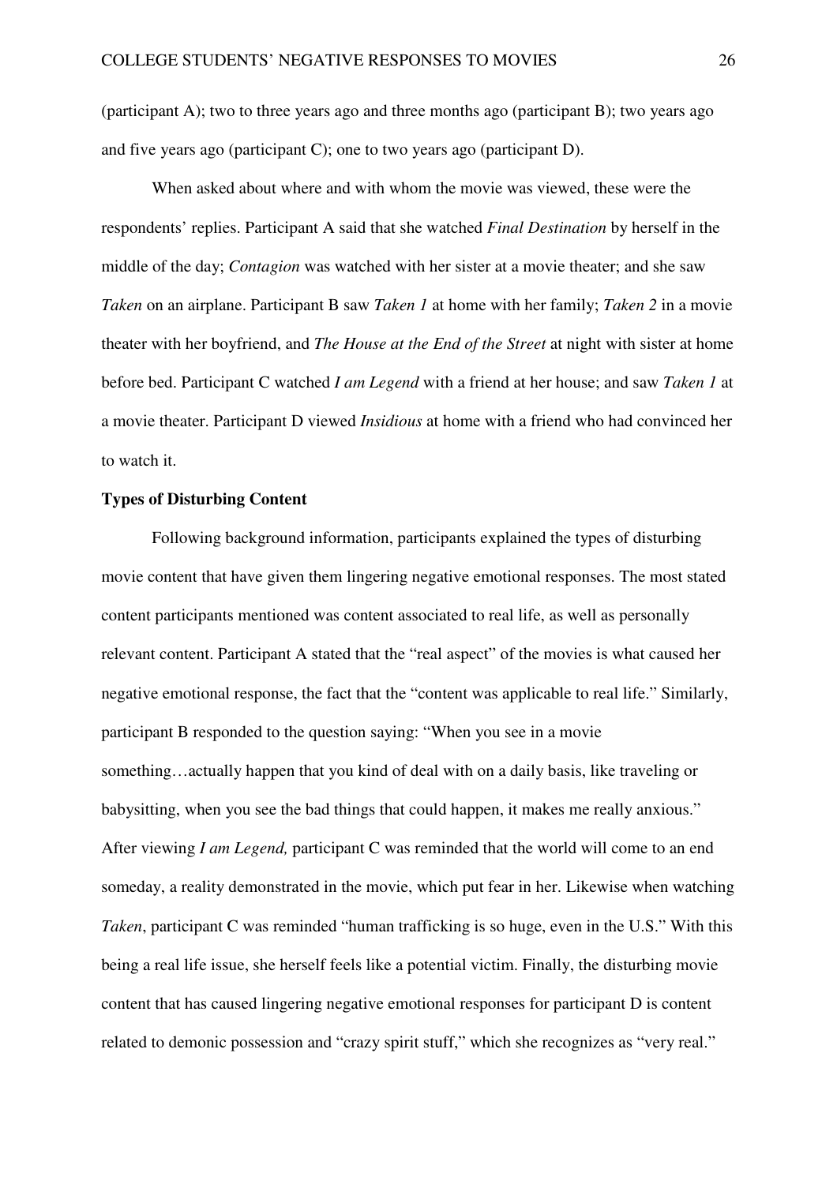(participant A); two to three years ago and three months ago (participant B); two years ago and five years ago (participant C); one to two years ago (participant D).

When asked about where and with whom the movie was viewed, these were the respondents' replies. Participant A said that she watched *Final Destination* by herself in the middle of the day; *Contagion* was watched with her sister at a movie theater; and she saw *Taken* on an airplane. Participant B saw *Taken 1* at home with her family; *Taken 2* in a movie theater with her boyfriend, and *The House at the End of the Street* at night with sister at home before bed. Participant C watched *I am Legend* with a friend at her house; and saw *Taken 1* at a movie theater. Participant D viewed *Insidious* at home with a friend who had convinced her to watch it.

**Types of Disturbing Content**

Following background information, participants explained the types of disturbing movie content that have given them lingering negative emotional responses. The most stated content participants mentioned was content associated to real life, as well as personally relevant content. Participant A stated that the "real aspect" of the movies is what caused her negative emotional response, the fact that the "content was applicable to real life." Similarly, participant B responded to the question saying: "When you see in a movie something…actually happen that you kind of deal with on a daily basis, like traveling or babysitting, when you see the bad things that could happen, it makes me really anxious." After viewing *I am Legend,* participant C was reminded that the world will come to an end someday, a reality demonstrated in the movie, which put fear in her. Likewise when watching *Taken*, participant C was reminded "human trafficking is so huge, even in the U.S." With this being a real life issue, she herself feels like a potential victim. Finally, the disturbing movie content that has caused lingering negative emotional responses for participant D is content related to demonic possession and "crazy spirit stuff," which she recognizes as "very real."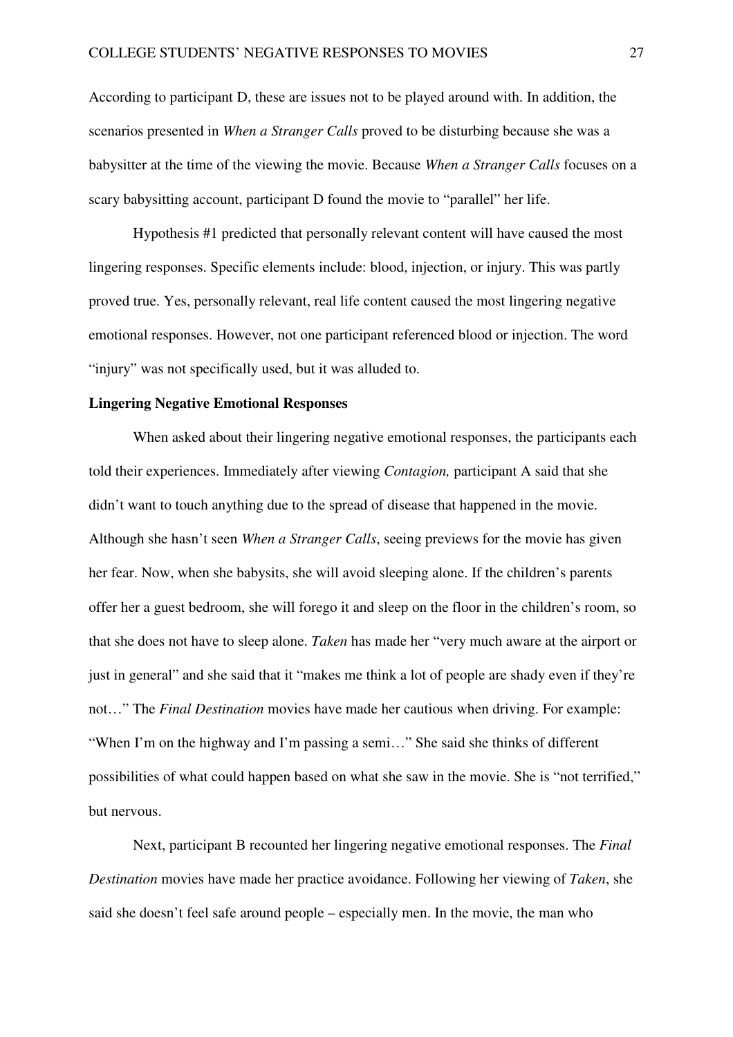According to participant D, these are issues not to be played around with. In addition, the scenarios presented in *When a Stranger Calls* proved to be disturbing because she was a babysitter at the time of the viewing the movie. Because *When a Stranger Calls* focuses on a scary babysitting account, participant D found the movie to "parallel" her life.

Hypothesis #1 predicted that personally relevant content will have caused the most lingering responses. Specific elements include: blood, injection, or injury. This was partly proved true. Yes, personally relevant, real life content caused the most lingering negative emotional responses. However, not one participant referenced blood or injection. The word "injury" was not specifically used, but it was alluded to.

**Lingering Negative Emotional Responses**

When asked about their lingering negative emotional responses, the participants each told their experiences. Immediately after viewing *Contagion,* participant A said that she didn't want to touch anything due to the spread of disease that happened in the movie. Although she hasn't seen *When a Stranger Calls*, seeing previews for the movie has given her fear. Now, when she babysits, she will avoid sleeping alone. If the children's parents offer her a guest bedroom, she will forego it and sleep on the floor in the children's room, so that she does not have to sleep alone. *Taken* has made her "very much aware at the airport or just in general" and she said that it "makes me think a lot of people are shady even if they're not…" The *Final Destination* movies have made her cautious when driving. For example: "When I'm on the highway and I'm passing a semi…" She said she thinks of different possibilities of what could happen based on what she saw in the movie. She is "not terrified," but nervous.

Next, participant B recounted her lingering negative emotional responses. The *Final Destination* movies have made her practice avoidance. Following her viewing of *Taken*, she said she doesn't feel safe around people – especially men. In the movie, the man who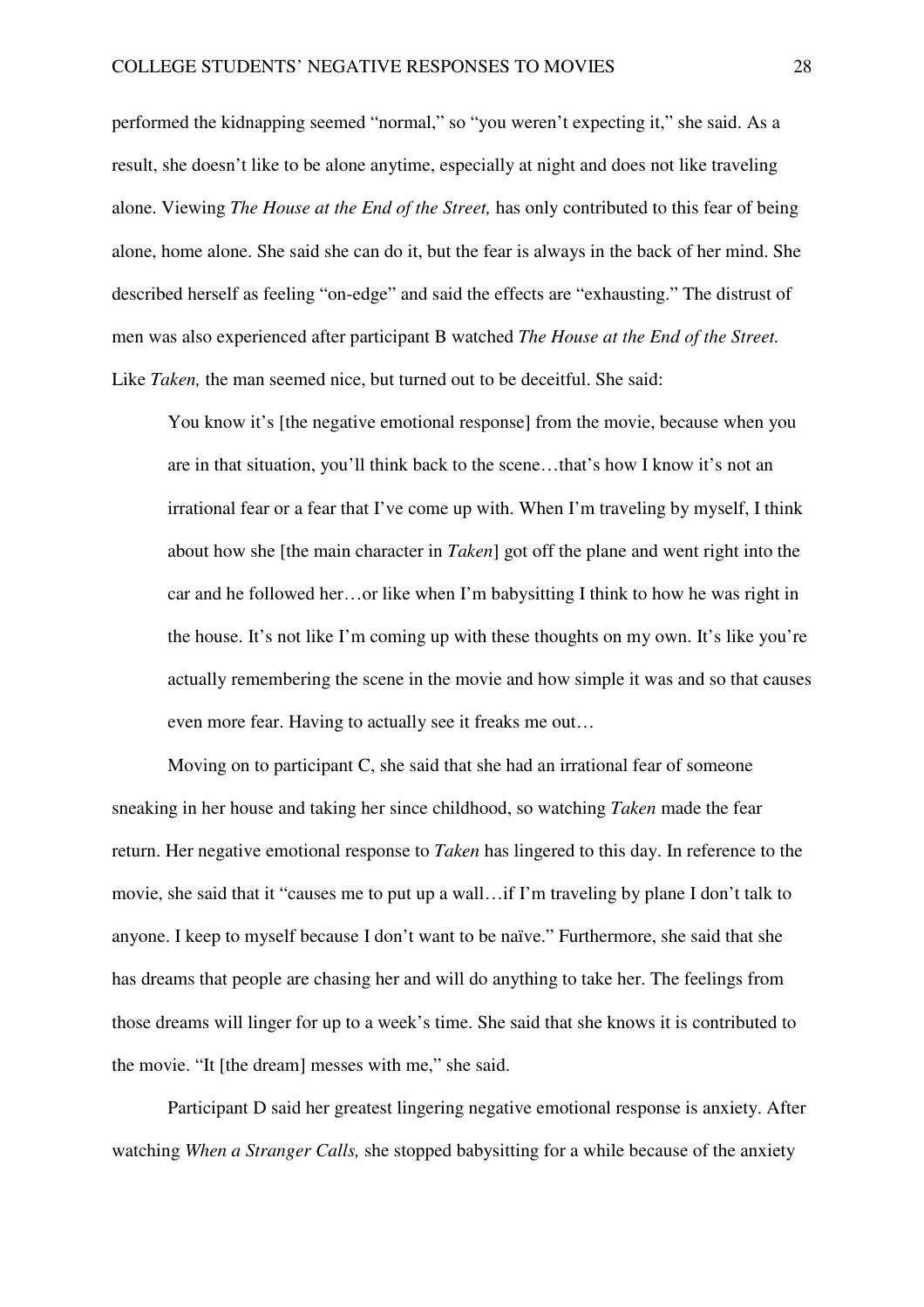performed the kidnapping seemed "normal," so "you weren't expecting it," she said. As a result, she doesn't like to be alone anytime, especially at night and does not like traveling alone. Viewing *The House at the End of the Street,* has only contributed to this fear of being alone, home alone. She said she can do it, but the fear is always in the back of her mind. She described herself as feeling "on-edge" and said the effects are "exhausting." The distrust of men was also experienced after participant B watched *The House at the End of the Street.* Like *Taken,* the man seemed nice, but turned out to be deceitful. She said:

> You know it's [the negative emotional response] from the movie, because when you are in that situation, you'll think back to the scene…that's how I know it's not an irrational fear or a fear that I've come up with. When I'm traveling by myself, I think about how she [the main character in *Taken*] got off the plane and went right into the car and he followed her…or like when I'm babysitting I think to how he was right in the house. It's not like I'm coming up with these thoughts on my own. It's like you're actually remembering the scene in the movie and how simple it was and so that causes even more fear. Having to actually see it freaks me out…

Moving on to participant C, she said that she had an irrational fear of someone sneaking in her house and taking her since childhood, so watching *Taken* made the fear return. Her negative emotional response to *Taken* has lingered to this day. In reference to the movie, she said that it "causes me to put up a wall…if I'm traveling by plane I don't talk to anyone. I keep to myself because I don't want to be naïve." Furthermore, she said that she has dreams that people are chasing her and will do anything to take her. The feelings from those dreams will linger for up to a week's time. She said that she knows it is contributed to the movie. "It [the dream] messes with me," she said.

Participant D said her greatest lingering negative emotional response is anxiety. After watching *When a Stranger Calls,* she stopped babysitting for a while because of the anxiety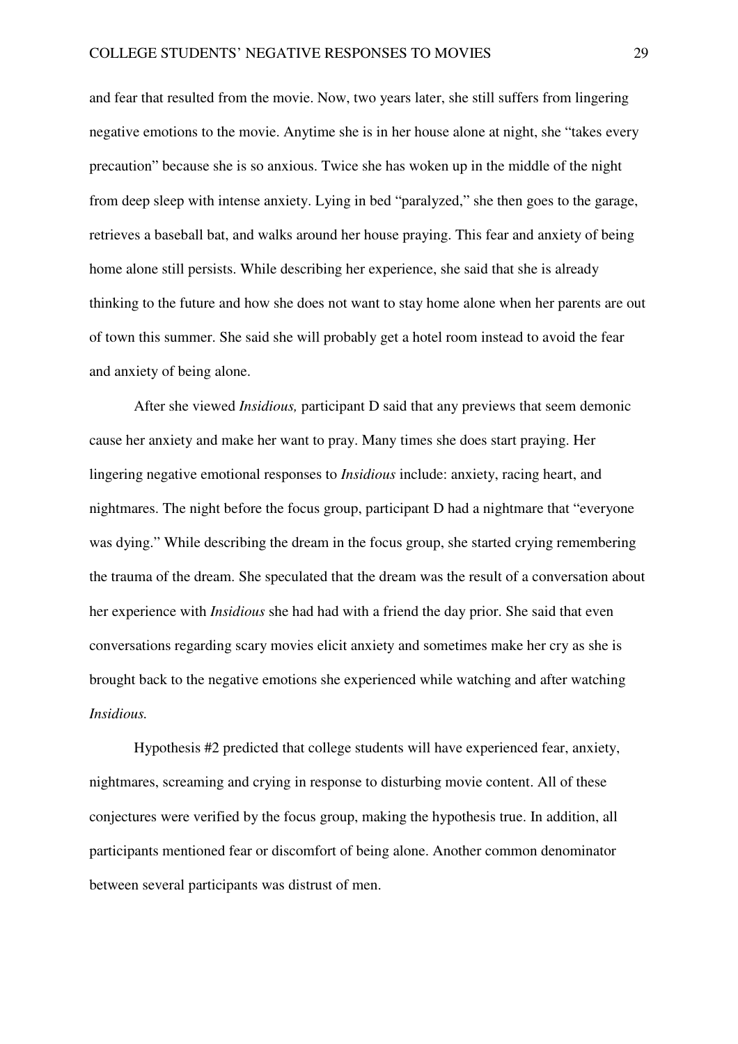and fear that resulted from the movie. Now, two years later, she still suffers from lingering negative emotions to the movie. Anytime she is in her house alone at night, she "takes every precaution" because she is so anxious. Twice she has woken up in the middle of the night from deep sleep with intense anxiety. Lying in bed "paralyzed," she then goes to the garage, retrieves a baseball bat, and walks around her house praying. This fear and anxiety of being home alone still persists. While describing her experience, she said that she is already thinking to the future and how she does not want to stay home alone when her parents are out of town this summer. She said she will probably get a hotel room instead to avoid the fear and anxiety of being alone.

After she viewed *Insidious,* participant D said that any previews that seem demonic cause her anxiety and make her want to pray. Many times she does start praying. Her lingering negative emotional responses to *Insidious* include: anxiety, racing heart, and nightmares. The night before the focus group, participant D had a nightmare that "everyone was dying." While describing the dream in the focus group, she started crying remembering the trauma of the dream. She speculated that the dream was the result of a conversation about her experience with *Insidious* she had had with a friend the day prior. She said that even conversations regarding scary movies elicit anxiety and sometimes make her cry as she is brought back to the negative emotions she experienced while watching and after watching *Insidious.*

Hypothesis #2 predicted that college students will have experienced fear, anxiety, nightmares, screaming and crying in response to disturbing movie content. All of these conjectures were verified by the focus group, making the hypothesis true. In addition, all participants mentioned fear or discomfort of being alone. Another common denominator between several participants was distrust of men.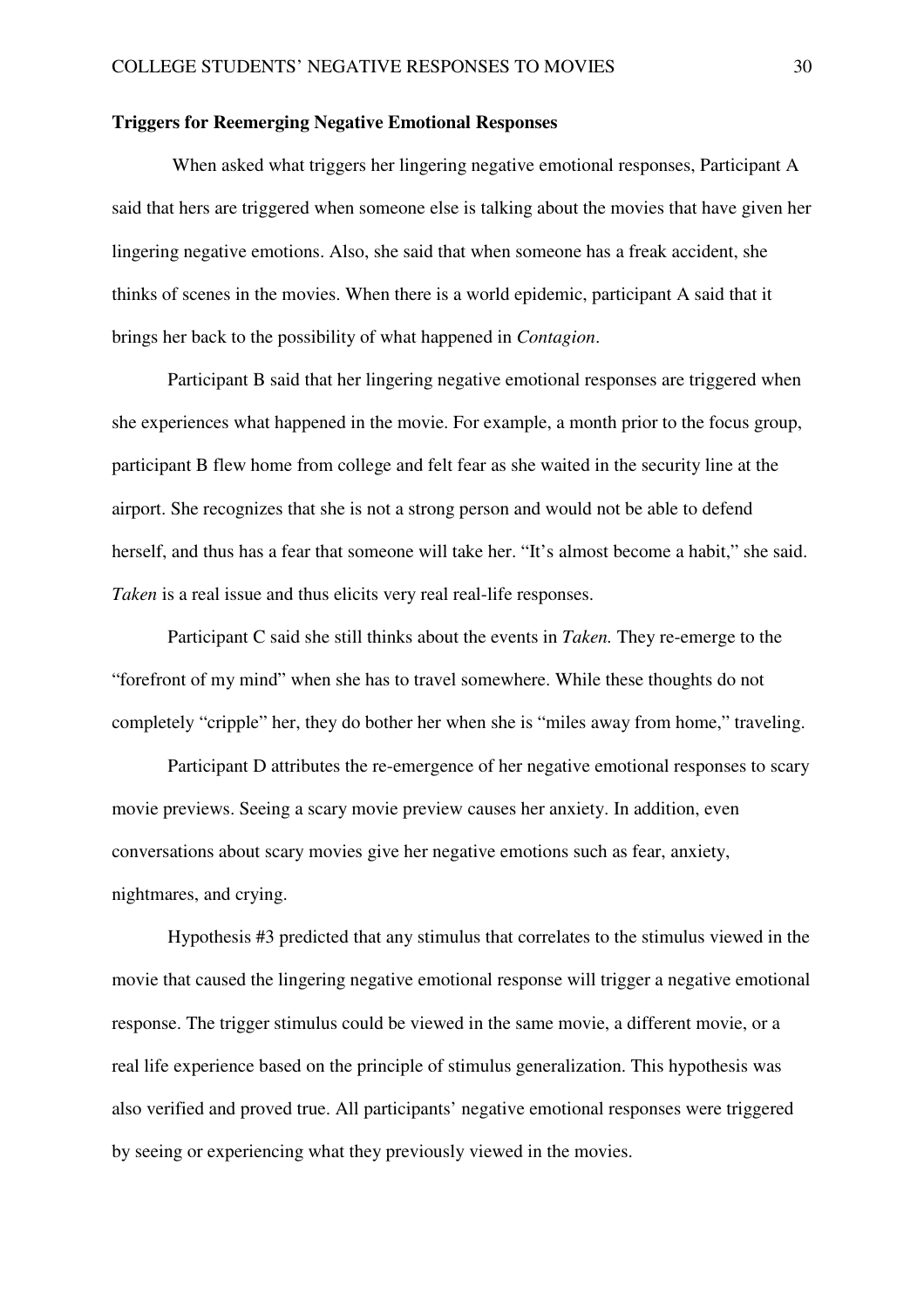**Triggers for Reemerging Negative Emotional Responses**

When asked what triggers her lingering negative emotional responses, Participant A said that hers are triggered when someone else is talking about the movies that have given her lingering negative emotions. Also, she said that when someone has a freak accident, she thinks of scenes in the movies. When there is a world epidemic, participant A said that it brings her back to the possibility of what happened in *Contagion*.

Participant B said that her lingering negative emotional responses are triggered when she experiences what happened in the movie. For example, a month prior to the focus group, participant B flew home from college and felt fear as she waited in the security line at the airport. She recognizes that she is not a strong person and would not be able to defend herself, and thus has a fear that someone will take her. "It's almost become a habit," she said. *Taken* is a real issue and thus elicits very real real-life responses.

Participant C said she still thinks about the events in *Taken.* They re-emerge to the "forefront of my mind" when she has to travel somewhere. While these thoughts do not completely "cripple" her, they do bother her when she is "miles away from home," traveling.

Participant D attributes the re-emergence of her negative emotional responses to scary movie previews. Seeing a scary movie preview causes her anxiety. In addition, even conversations about scary movies give her negative emotions such as fear, anxiety, nightmares, and crying.

Hypothesis #3 predicted that any stimulus that correlates to the stimulus viewed in the movie that caused the lingering negative emotional response will trigger a negative emotional response. The trigger stimulus could be viewed in the same movie, a different movie, or a real life experience based on the principle of stimulus generalization. This hypothesis was also verified and proved true. All participants' negative emotional responses were triggered by seeing or experiencing what they previously viewed in the movies.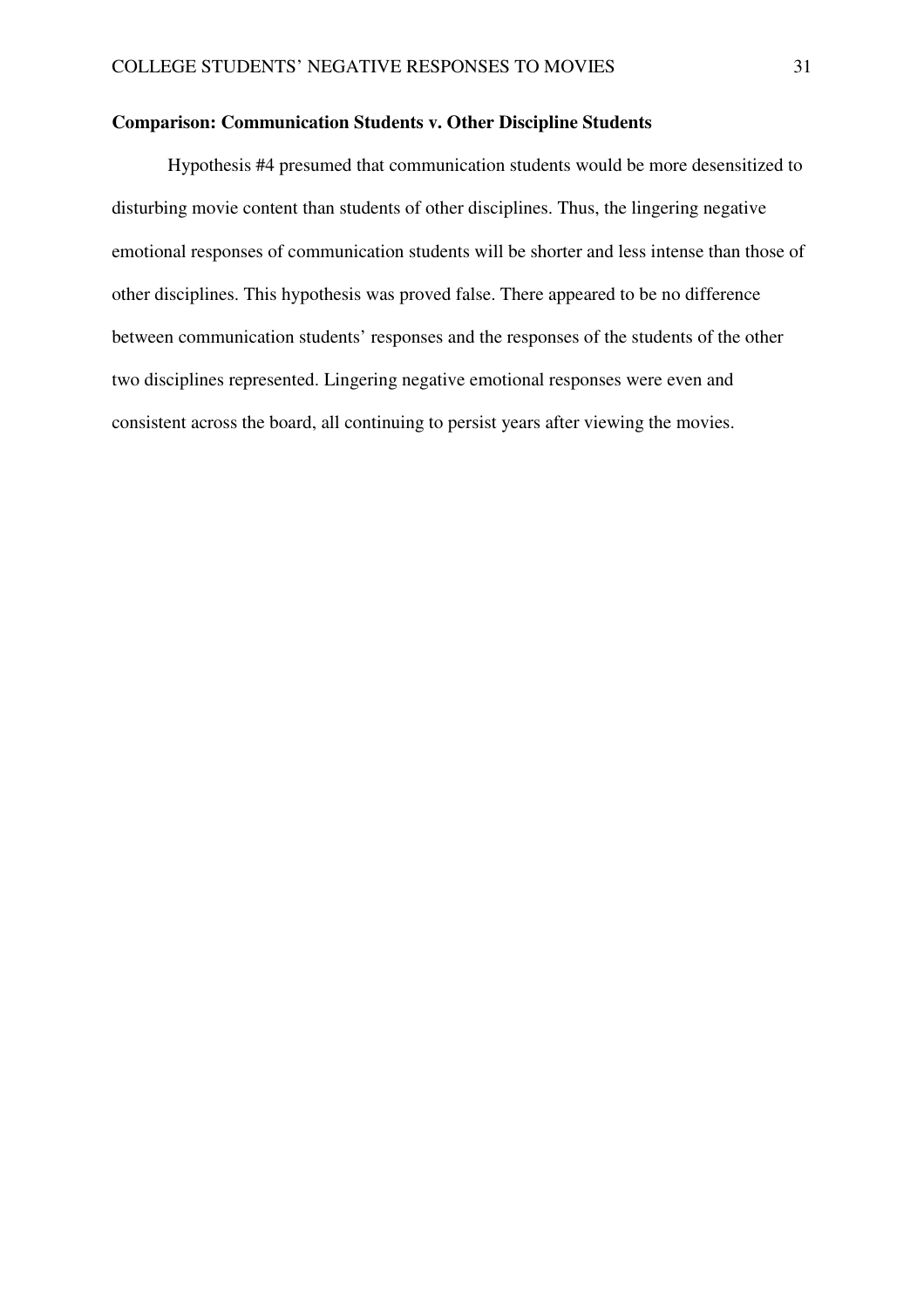**Comparison: Communication Students v. Other Discipline Students**

Hypothesis #4 presumed that communication students would be more desensitized to disturbing movie content than students of other disciplines. Thus, the lingering negative emotional responses of communication students will be shorter and less intense than those of other disciplines. This hypothesis was proved false. There appeared to be no difference between communication students' responses and the responses of the students of the other two disciplines represented. Lingering negative emotional responses were even and consistent across the board, all continuing to persist years after viewing the movies.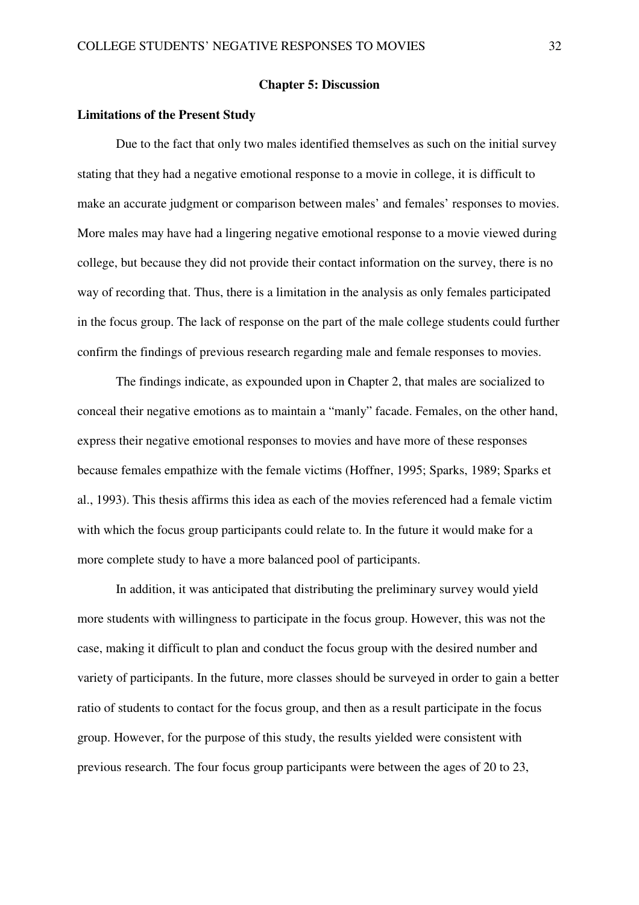# Chapter 5: Discussion

## Limitations of the Present Study

Due to the fact that only two males identified themselves as such on the initial survey stating that they had a negative emotional response to a movie in college, it is difficult to make an accurate judgment or comparison between males' and females' responses to movies. More males may have had a lingering negative emotional response to a movie viewed during college, but because they did not provide their contact information on the survey, there is no way of recording that. Thus, there is a limitation in the analysis as only females participated in the focus group. The lack of response on the part of the male college students could further confirm the findings of previous research regarding male and female responses to movies.

The findings indicate, as expounded upon in Chapter 2, that males are socialized to conceal their negative emotions as to maintain a "manly" facade. Females, on the other hand, express their negative emotional responses to movies and have more of these responses because females empathize with the female victims (Hoffner, 1995; Sparks, 1989; Sparks et al., 1993). This thesis affirms this idea as each of the movies referenced had a female victim with which the focus group participants could relate to. In the future it would make for a more complete study to have a more balanced pool of participants.

In addition, it was anticipated that distributing the preliminary survey would yield more students with willingness to participate in the focus group. However, this was not the case, making it difficult to plan and conduct the focus group with the desired number and variety of participants. In the future, more classes should be surveyed in order to gain a better ratio of students to contact for the focus group, and then as a result participate in the focus group. However, for the purpose of this study, the results yielded were consistent with previous research. The four focus group participants were between the ages of 20 to 23,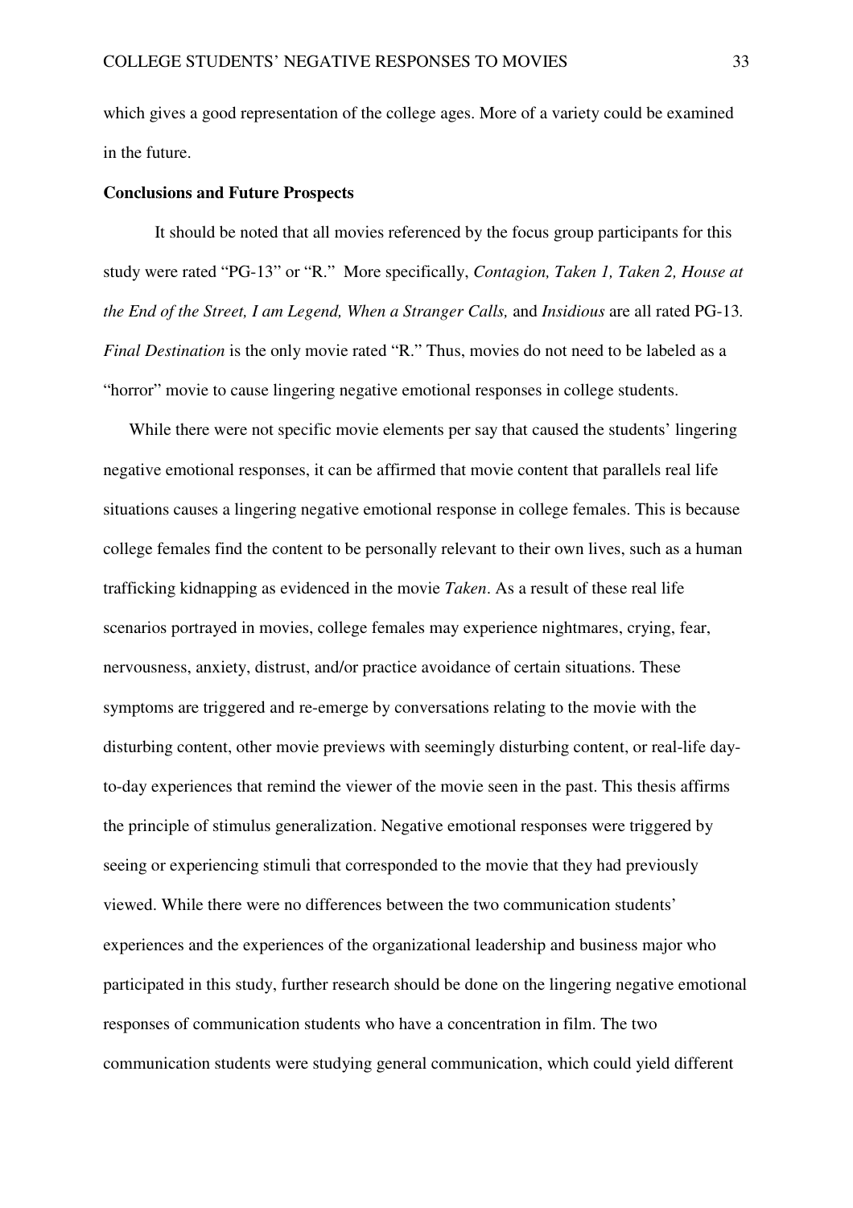which gives a good representation of the college ages. More of a variety could be examined in the future.

**Conclusions and Future Prospects**

It should be noted that all movies referenced by the focus group participants for this study were rated "PG-13" or "R." More specifically, *Contagion, Taken 1, Taken 2, House at the End of the Street, I am Legend, When a Stranger Calls,* and *Insidious* are all rated PG-13. *Final Destination* is the only movie rated "R." Thus, movies do not need to be labeled as a "horror" movie to cause lingering negative emotional responses in college students.

While there were not specific movie elements per say that caused the students' lingering negative emotional responses, it can be affirmed that movie content that parallels real life situations causes a lingering negative emotional response in college females. This is because college females find the content to be personally relevant to their own lives, such as a human trafficking kidnapping as evidenced in the movie *Taken*. As a result of these real life scenarios portrayed in movies, college females may experience nightmares, crying, fear, nervousness, anxiety, distrust, and/or practice avoidance of certain situations. These symptoms are triggered and re-emerge by conversations relating to the movie with the disturbing content, other movie previews with seemingly disturbing content, or real-life day-to-day experiences that remind the viewer of the movie seen in the past. This thesis affirms the principle of stimulus generalization. Negative emotional responses were triggered by seeing or experiencing stimuli that corresponded to the movie that they had previously viewed. While there were no differences between the two communication students' experiences and the experiences of the organizational leadership and business major who participated in this study, further research should be done on the lingering negative emotional responses of communication students who have a concentration in film. The two communication students were studying general communication, which could yield different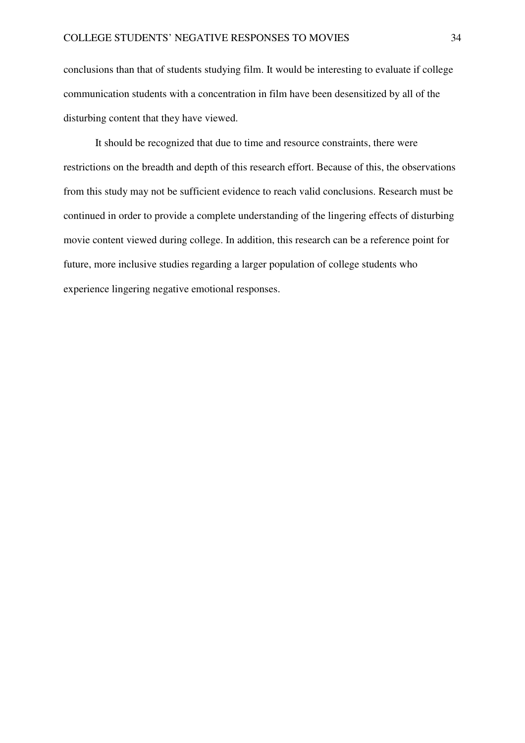conclusions than that of students studying film. It would be interesting to evaluate if college communication students with a concentration in film have been desensitized by all of the disturbing content that they have viewed.

It should be recognized that due to time and resource constraints, there were restrictions on the breadth and depth of this research effort. Because of this, the observations from this study may not be sufficient evidence to reach valid conclusions. Research must be continued in order to provide a complete understanding of the lingering effects of disturbing movie content viewed during college. In addition, this research can be a reference point for future, more inclusive studies regarding a larger population of college students who experience lingering negative emotional responses.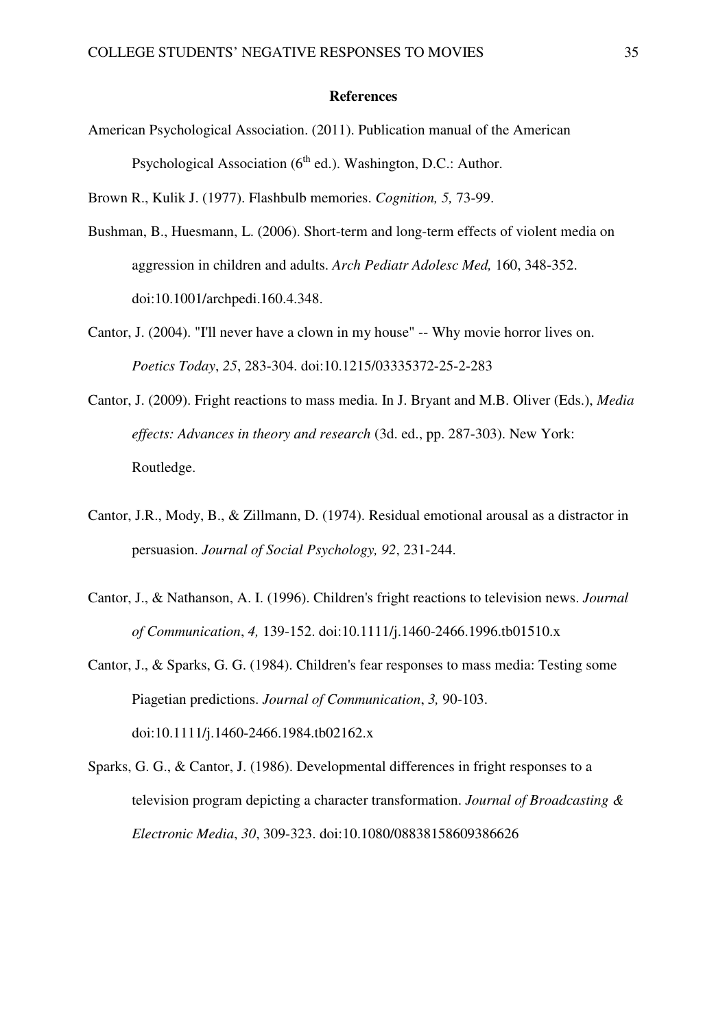# References

American Psychological Association. (2011). Publication manual of the American Psychological Association ($6^{th}$ ed.). Washington, D.C.: Author.

Brown R., Kulik J. (1977). Flashbulb memories. *Cognition, 5,* 73-99.

Bushman, B., Huesmann, L. (2006). Short-term and long-term effects of violent media on aggression in children and adults. *Arch Pediatr Adolesc Med,* 160, 348-352. doi:10.1001/archpedi.160.4.348.

Cantor, J. (2004). "I'll never have a clown in my house" -- Why movie horror lives on. *Poetics Today*, *25*, 283-304. doi:10.1215/03335372-25-2-283

Cantor, J. (2009). Fright reactions to mass media. In J. Bryant and M.B. Oliver (Eds.), *Media effects: Advances in theory and research* (3d. ed., pp. 287-303). New York: Routledge.

Cantor, J.R., Mody, B., & Zillmann, D. (1974). Residual emotional arousal as a distractor in persuasion. *Journal of Social Psychology, 92*, 231-244.

Cantor, J., & Nathanson, A. I. (1996). Children's fright reactions to television news. *Journal of Communication*, *4,* 139-152. doi:10.1111/j.1460-2466.1996.tb01510.x

Cantor, J., & Sparks, G. G. (1984). Children's fear responses to mass media: Testing some Piagetian predictions. *Journal of Communication*, *3,* 90-103. doi:10.1111/j.1460-2466.1984.tb02162.x

Sparks, G. G., & Cantor, J. (1986). Developmental differences in fright responses to a television program depicting a character transformation. *Journal of Broadcasting & Electronic Media*, *30*, 309-323. doi:10.1080/08838158609386626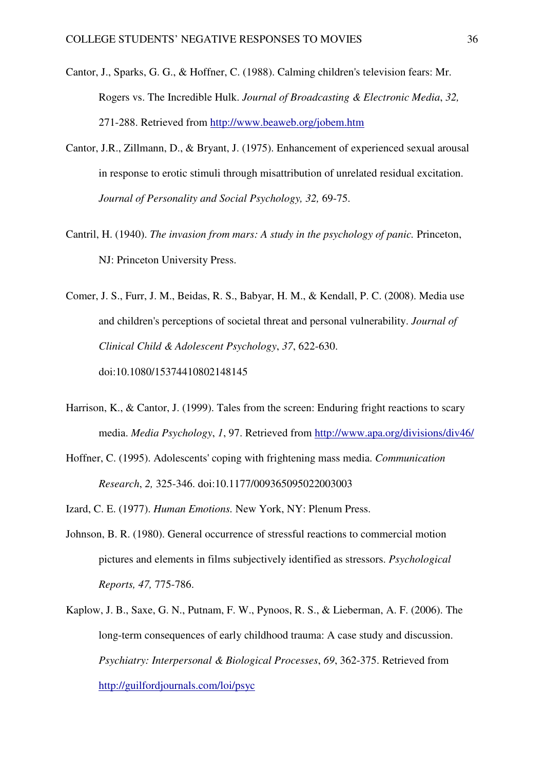Cantor, J., Sparks, G. G., & Hoffner, C. (1988). Calming children's television fears: Mr. Rogers vs. The Incredible Hulk. *Journal of Broadcasting & Electronic Media*, *32,* 271-288. Retrieved from http://www.beaweb.org/jobem.htm

Cantor, J.R., Zillmann, D., & Bryant, J. (1975). Enhancement of experienced sexual arousal in response to erotic stimuli through misattribution of unrelated residual excitation. *Journal of Personality and Social Psychology, 32,* 69-75.

Cantril, H. (1940). *The invasion from mars: A study in the psychology of panic.* Princeton, NJ: Princeton University Press.

Comer, J. S., Furr, J. M., Beidas, R. S., Babyar, H. M., & Kendall, P. C. (2008). Media use and children's perceptions of societal threat and personal vulnerability. *Journal of Clinical Child & Adolescent Psychology*, *37*, 622-630. doi:10.1080/15374410802148145

Harrison, K., & Cantor, J. (1999). Tales from the screen: Enduring fright reactions to scary media. *Media Psychology*, *1*, 97. Retrieved from http://www.apa.org/divisions/div46/

Hoffner, C. (1995). Adolescents' coping with frightening mass media. *Communication Research*, *2,* 325-346. doi:10.1177/009365095022003003

Izard, C. E. (1977). *Human Emotions.* New York, NY: Plenum Press.

Johnson, B. R. (1980). General occurrence of stressful reactions to commercial motion pictures and elements in films subjectively identified as stressors. *Psychological Reports, 47,* 775-786.

Kaplow, J. B., Saxe, G. N., Putnam, F. W., Pynoos, R. S., & Lieberman, A. F. (2006). The long-term consequences of early childhood trauma: A case study and discussion. *Psychiatry: Interpersonal & Biological Processes*, *69*, 362-375. Retrieved from http://guilfordjournals.com/loi/psyc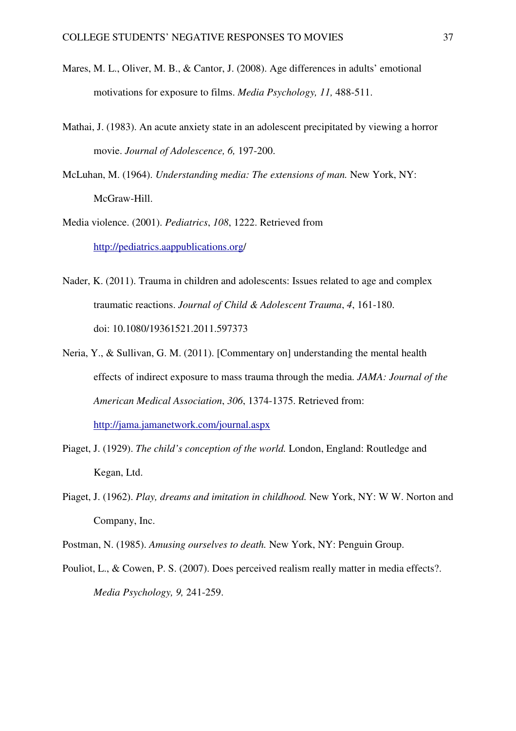Mares, M. L., Oliver, M. B., & Cantor, J. (2008). Age differences in adults' emotional motivations for exposure to films. *Media Psychology, 11,* 488-511.

Mathai, J. (1983). An acute anxiety state in an adolescent precipitated by viewing a horror movie. *Journal of Adolescence, 6,* 197-200.

McLuhan, M. (1964). *Understanding media: The extensions of man.* New York, NY: McGraw-Hill.

Media violence. (2001). *Pediatrics*, *108*, 1222. Retrieved from http://pediatrics.aappublications.org/

Nader, K. (2011). Trauma in children and adolescents: Issues related to age and complex traumatic reactions. *Journal of Child & Adolescent Trauma*, *4*, 161-180. doi: 10.1080/19361521.2011.597373

Neria, Y., & Sullivan, G. M. (2011). [Commentary on] understanding the mental health effects of indirect exposure to mass trauma through the media. *JAMA: Journal of the American Medical Association*, *306*, 1374-1375. Retrieved from: http://jama.jamanetwork.com/journal.aspx

Piaget, J. (1929). *The child's conception of the world.* London, England: Routledge and Kegan, Ltd.

Piaget, J. (1962). *Play, dreams and imitation in childhood.* New York, NY: W W. Norton and Company, Inc.

Postman, N. (1985). *Amusing ourselves to death.* New York, NY: Penguin Group.

Pouliot, L., & Cowen, P. S. (2007). Does perceived realism really matter in media effects?. *Media Psychology, 9,* 241-259.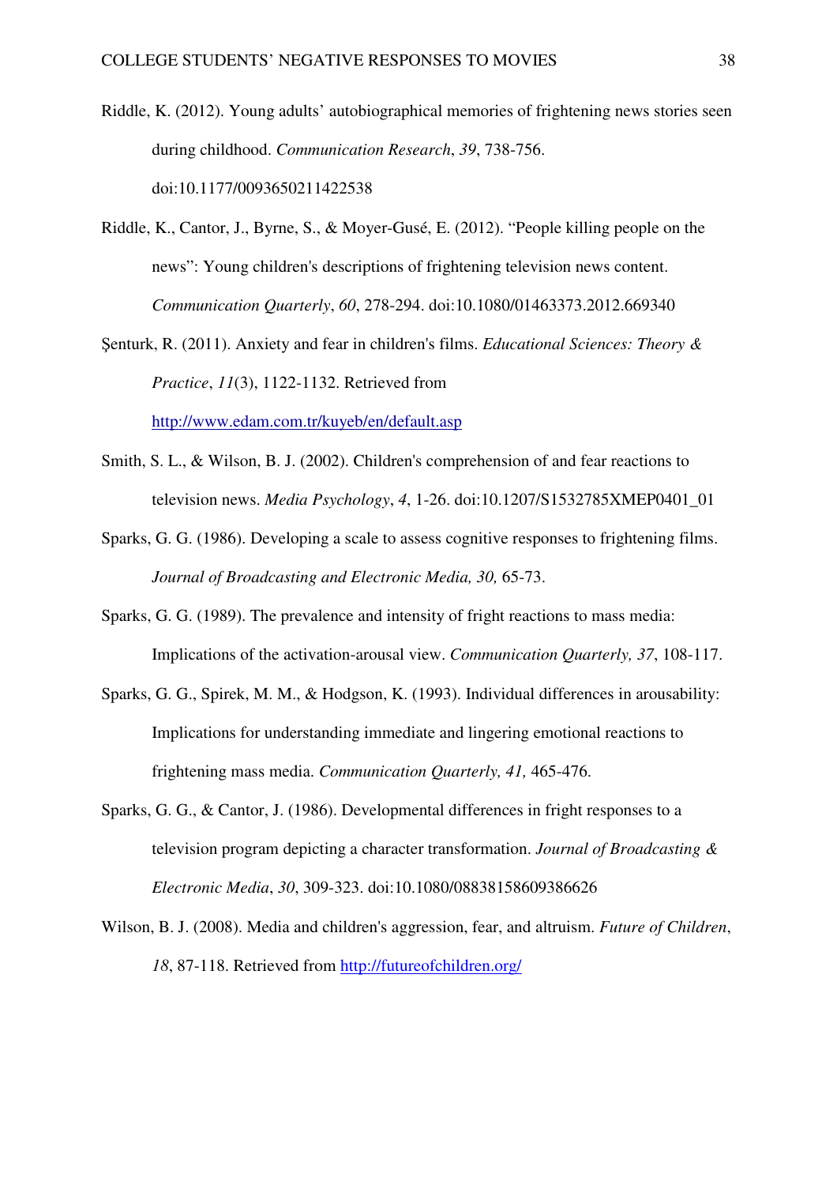Riddle, K. (2012). Young adults' autobiographical memories of frightening news stories seen during childhood. *Communication Research*, *39*, 738-756. doi:10.1177/0093650211422538

Riddle, K., Cantor, J., Byrne, S., & Moyer-Gusé, E. (2012). "People killing people on the news": Young children's descriptions of frightening television news content. *Communication Quarterly*, *60*, 278-294. doi:10.1080/01463373.2012.669340

Şenturk, R. (2011). Anxiety and fear in children's films. *Educational Sciences: Theory & Practice*, *11*(3), 1122-1132. Retrieved from http://www.edam.com.tr/kuyeb/en/default.asp

Smith, S. L., & Wilson, B. J. (2002). Children's comprehension of and fear reactions to television news. *Media Psychology*, *4*, 1-26. doi:10.1207/S1532785XMEP0401_01

Sparks, G. G. (1986). Developing a scale to assess cognitive responses to frightening films. *Journal of Broadcasting and Electronic Media, 30,* 65-73.

Sparks, G. G. (1989). The prevalence and intensity of fright reactions to mass media: Implications of the activation-arousal view. *Communication Quarterly, 37*, 108-117.

Sparks, G. G., Spirek, M. M., & Hodgson, K. (1993). Individual differences in arousability: Implications for understanding immediate and lingering emotional reactions to frightening mass media. *Communication Quarterly, 41,* 465-476.

Sparks, G. G., & Cantor, J. (1986). Developmental differences in fright responses to a television program depicting a character transformation. *Journal of Broadcasting & Electronic Media*, *30*, 309-323. doi:10.1080/08838158609386626

Wilson, B. J. (2008). Media and children's aggression, fear, and altruism. *Future of Children*, *18*, 87-118. Retrieved from http://futureofchildren.org/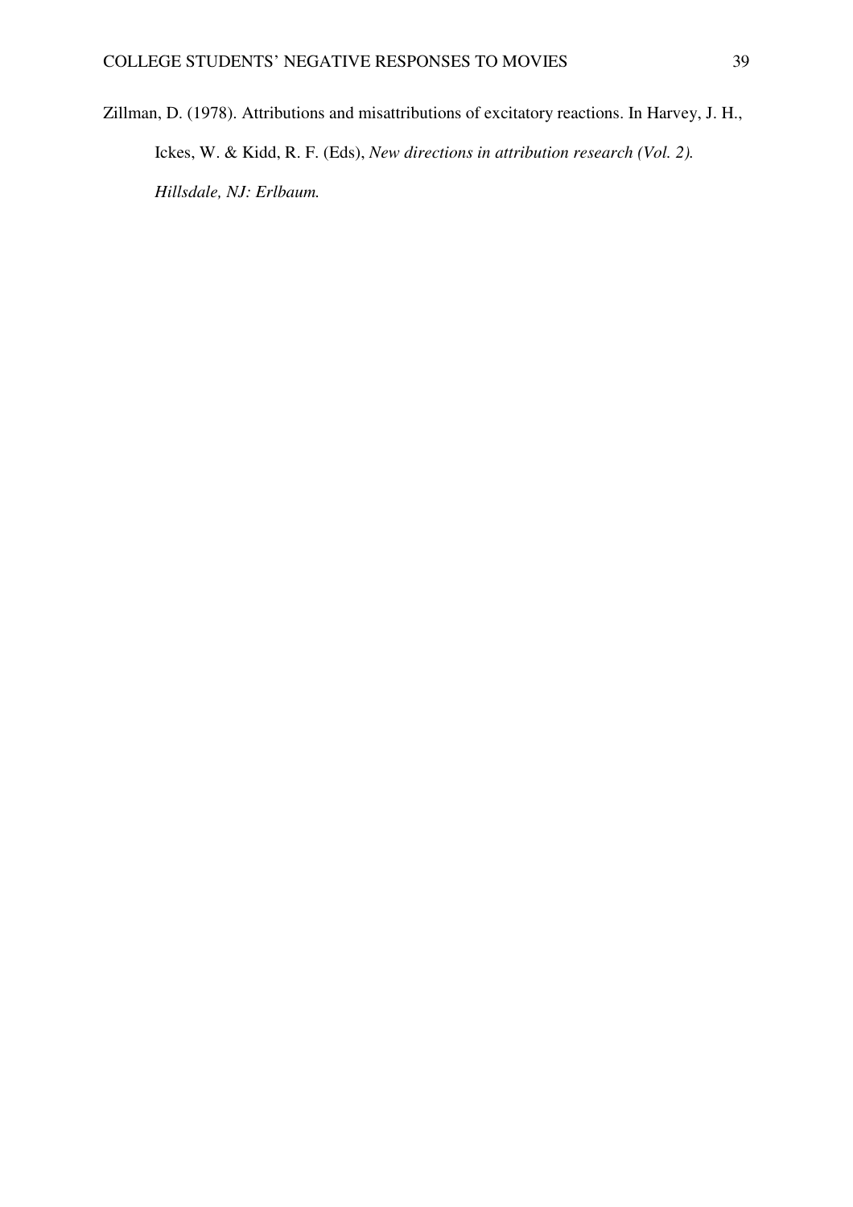Zillman, D. (1978). Attributions and misattributions of excitatory reactions. In Harvey, J. H., Ickes, W. & Kidd, R. F. (Eds), *New directions in attribution research (Vol. 2). Hillsdale, NJ: Erlbaum.*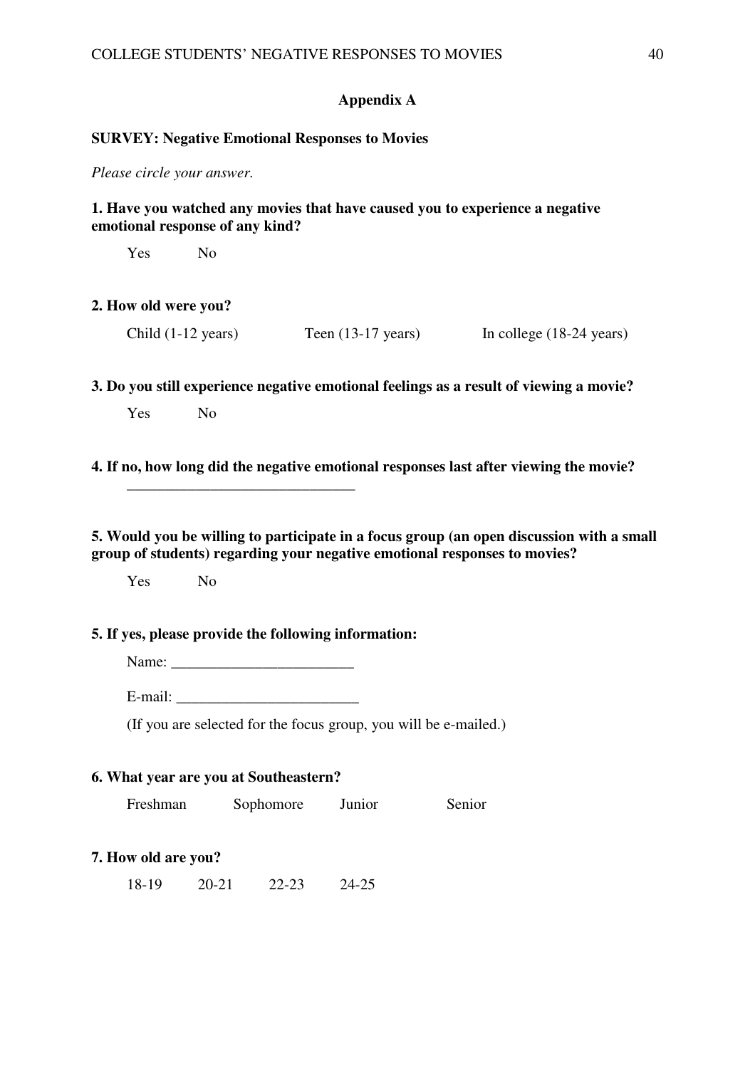## Appendix A

**SURVEY: Negative Emotional Responses to Movies**

*Please circle your answer.*

**1. Have you watched any movies that have caused you to experience a negative emotional response of any kind?**

Yes No

**2. How old were you?**

Child (1-12 years) Teen (13-17 years) In college (18-24 years)

**3. Do you still experience negative emotional feelings as a result of viewing a movie?**

Yes No

**4. If no, how long did the negative emotional responses last after viewing the movie?**

______________________________

**5. Would you be willing to participate in a focus group (an open discussion with a small group of students) regarding your negative emotional responses to movies?**

Yes No

**5. If yes, please provide the following information:**

Name: ________________________

E-mail: ________________________

(If you are selected for the focus group, you will be e-mailed.)

**6. What year are you at Southeastern?**

Freshman Sophomore Junior Senior

**7. How old are you?**

18-19 20-21 22-23 24-25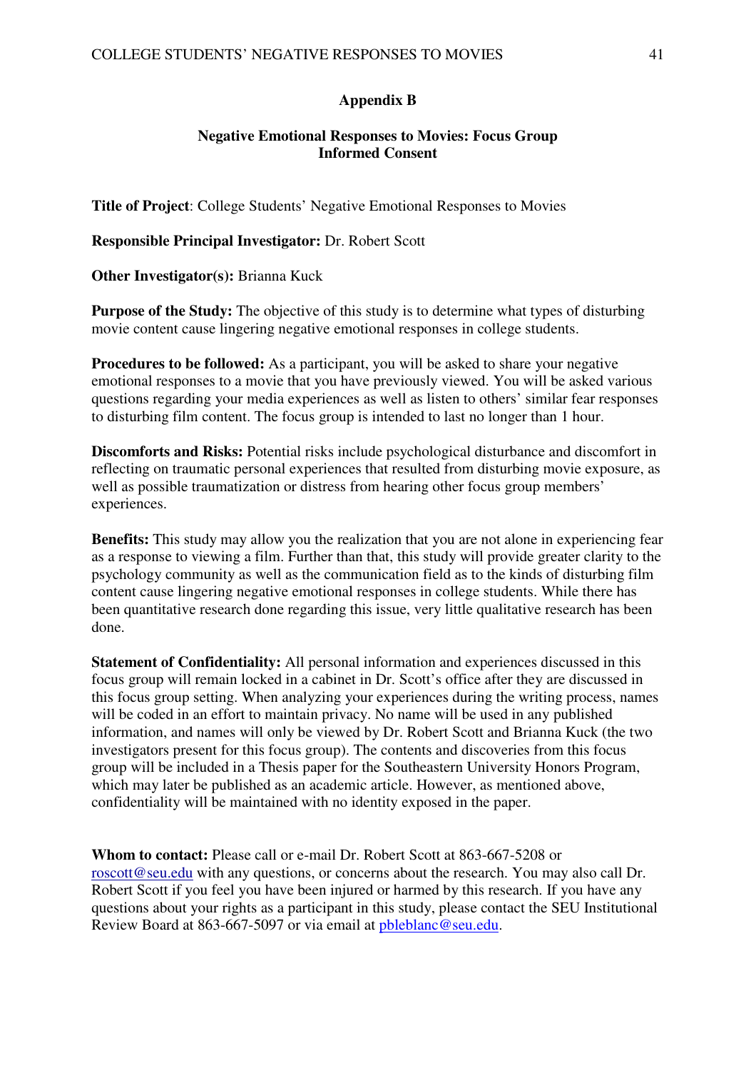## Appendix B

### Negative Emotional Responses to Movies: Focus Group Informed Consent

**Title of Project**: College Students' Negative Emotional Responses to Movies

**Responsible Principal Investigator:** Dr. Robert Scott

**Other Investigator(s):** Brianna Kuck

**Purpose of the Study:** The objective of this study is to determine what types of disturbing movie content cause lingering negative emotional responses in college students.

**Procedures to be followed:** As a participant, you will be asked to share your negative emotional responses to a movie that you have previously viewed. You will be asked various questions regarding your media experiences as well as listen to others' similar fear responses to disturbing film content. The focus group is intended to last no longer than 1 hour.

**Discomforts and Risks:** Potential risks include psychological disturbance and discomfort in reflecting on traumatic personal experiences that resulted from disturbing movie exposure, as well as possible traumatization or distress from hearing other focus group members' experiences.

**Benefits:** This study may allow you the realization that you are not alone in experiencing fear as a response to viewing a film. Further than that, this study will provide greater clarity to the psychology community as well as the communication field as to the kinds of disturbing film content cause lingering negative emotional responses in college students. While there has been quantitative research done regarding this issue, very little qualitative research has been done.

**Statement of Confidentiality:** All personal information and experiences discussed in this focus group will remain locked in a cabinet in Dr. Scott's office after they are discussed in this focus group setting. When analyzing your experiences during the writing process, names will be coded in an effort to maintain privacy. No name will be used in any published information, and names will only be viewed by Dr. Robert Scott and Brianna Kuck (the two investigators present for this focus group). The contents and discoveries from this focus group will be included in a Thesis paper for the Southeastern University Honors Program, which may later be published as an academic article. However, as mentioned above, confidentiality will be maintained with no identity exposed in the paper.

**Whom to contact:** Please call or e-mail Dr. Robert Scott at 863-667-5208 or roscott@seu.edu with any questions, or concerns about the research. You may also call Dr. Robert Scott if you feel you have been injured or harmed by this research. If you have any questions about your rights as a participant in this study, please contact the SEU Institutional Review Board at 863-667-5097 or via email at pbleblanc@seu.edu.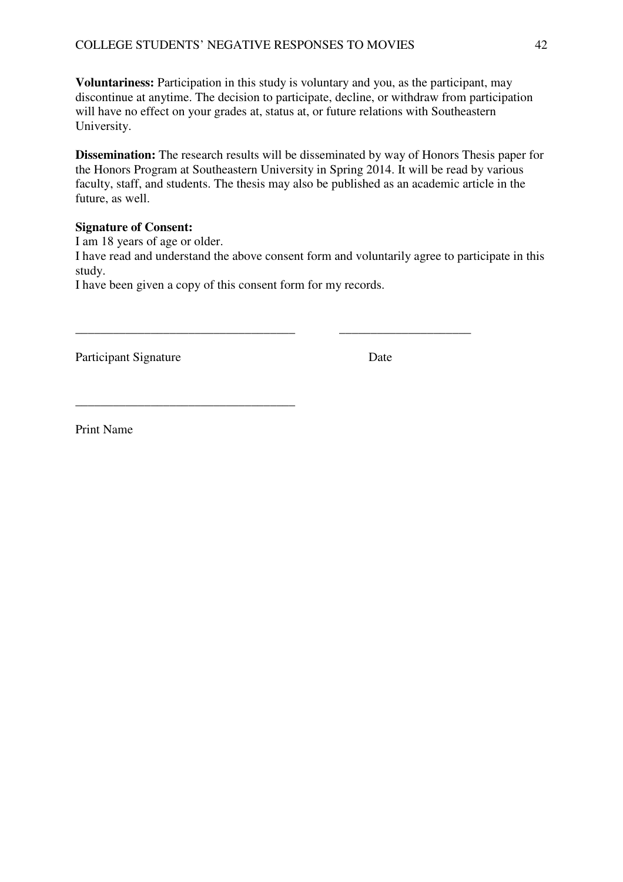**Voluntariness:** Participation in this study is voluntary and you, as the participant, may discontinue at anytime. The decision to participate, decline, or withdraw from participation will have no effect on your grades at, status at, or future relations with Southeastern University.

**Dissemination:** The research results will be disseminated by way of Honors Thesis paper for the Honors Program at Southeastern University in Spring 2014. It will be read by various faculty, staff, and students. The thesis may also be published as an academic article in the future, as well.

**Signature of Consent:**
I am 18 years of age or older.
I have read and understand the above consent form and voluntarily agree to participate in this study.
I have been given a copy of this consent form for my records.

__________________________________ ____________________

Participant Signature Date

__________________________________

Print Name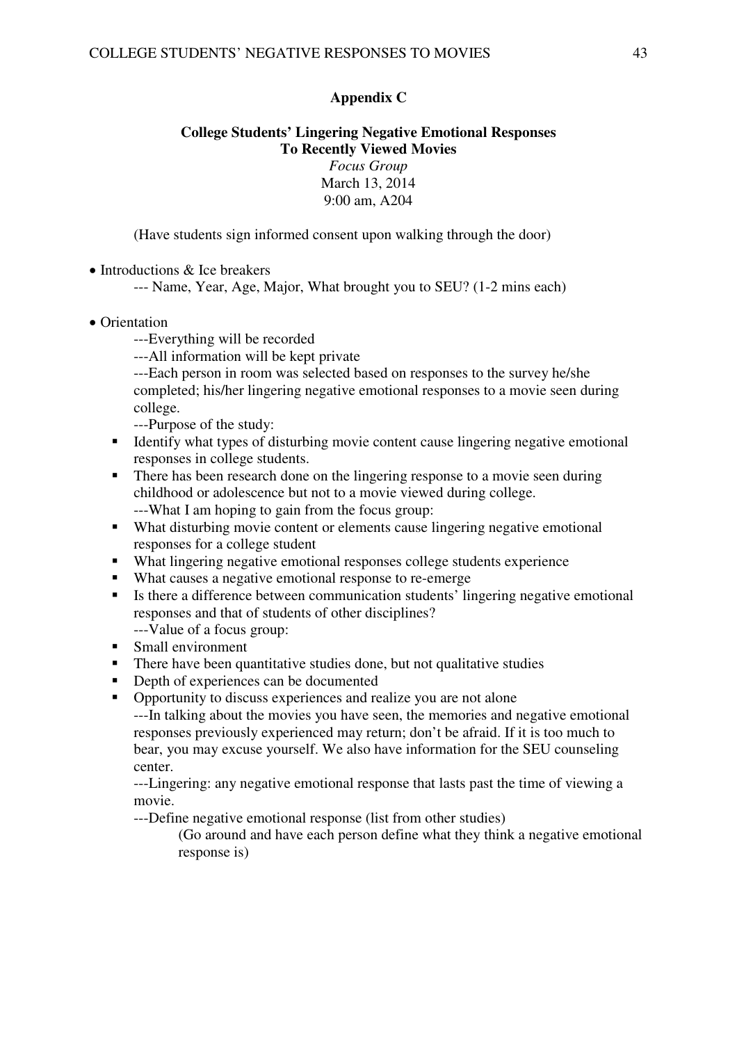## Appendix C

**College Students' Lingering Negative Emotional Responses To Recently Viewed Movies**

*Focus Group*
March 13, 2014
9:00 am, A204

(Have students sign informed consent upon walking through the door)

- Introductions & Ice breakers
  - --- Name, Year, Age, Major, What brought you to SEU? (1-2 mins each)
- Orientation
  - ---Everything will be recorded
  - ---All information will be kept private
  - ---Each person in room was selected based on responses to the survey he/she completed; his/her lingering negative emotional responses to a movie seen during college.
  - ---Purpose of the study:
    - Identify what types of disturbing movie content cause lingering negative emotional responses in college students.
    - There has been research done on the lingering response to a movie seen during childhood or adolescence but not to a movie viewed during college.
  - ---What I am hoping to gain from the focus group:
    - What disturbing movie content or elements cause lingering negative emotional responses for a college student
    - What lingering negative emotional responses college students experience
    - What causes a negative emotional response to re-emerge
    - Is there a difference between communication students' lingering negative emotional responses and that of students of other disciplines?
  - ---Value of a focus group:
    - Small environment
    - There have been quantitative studies done, but not qualitative studies
    - Depth of experiences can be documented
    - Opportunity to discuss experiences and realize you are not alone
  - ---In talking about the movies you have seen, the memories and negative emotional responses previously experienced may return; don't be afraid. If it is too much to bear, you may excuse yourself. We also have information for the SEU counseling center.
  - ---Lingering: any negative emotional response that lasts past the time of viewing a movie.
  - ---Define negative emotional response (list from other studies)
    - (Go around and have each person define what they think a negative emotional response is)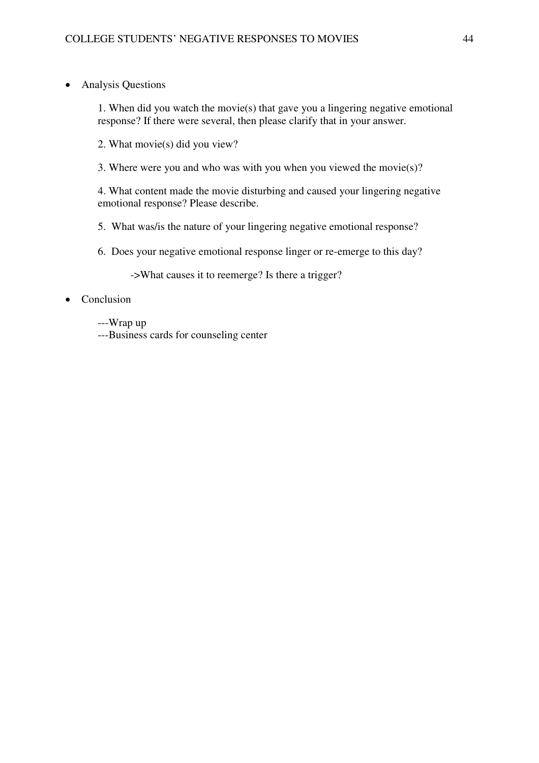- Analysis Questions

    1. When did you watch the movie(s) that gave you a lingering negative emotional response? If there were several, then please clarify that in your answer.

    2. What movie(s) did you view?

    3. Where were you and who was with you when you viewed the movie(s)?

    4. What content made the movie disturbing and caused your lingering negative emotional response? Please describe.

    5. What was/is the nature of your lingering negative emotional response?

    6. Does your negative emotional response linger or re-emerge to this day?

        ->What causes it to reemerge? Is there a trigger?

- Conclusion

    ---Wrap up
    ---Business cards for counseling center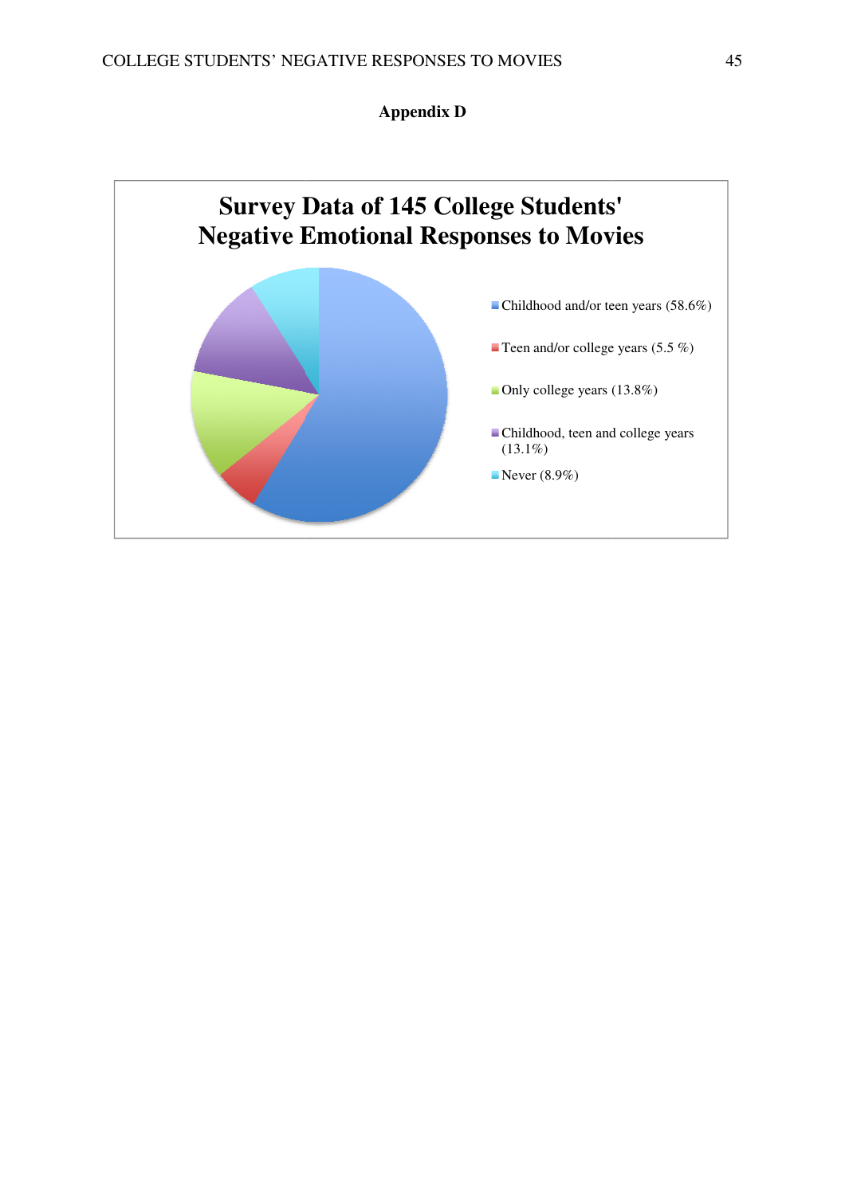# Appendix D

Survey Data of 145 College Students' Negative Emotional Responses to Movies

Childhood and/or teen years (58.6%)

Teen and/or college years (5.5 %)

Only college years (13.8%)

Childhood, teen and college years (13.1%)

Never (8.9%)